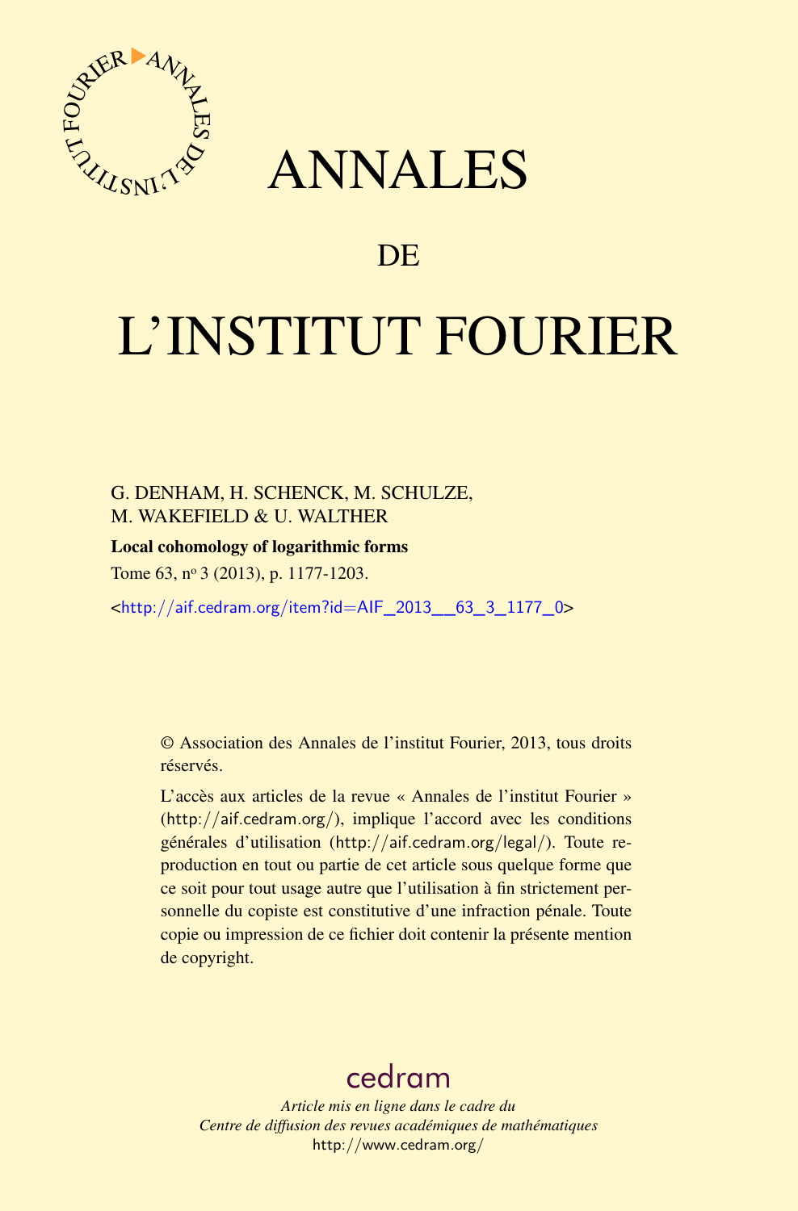# ANNALES

# DE

# L'INSTITUT FOURIER

G. DENHAM, H. SCHENCK, M. SCHULZE,
M. WAKEFIELD & U. WALTHER

**Local cohomology of logarithmic forms**

Tome 63, nº 3 (2013), p. 1177-1203.

<http://aif.cedram.org/item?id=AIF_2013__63_3_1177_0>

© Association des Annales de l'institut Fourier, 2013, tous droits réservés.

L'accès aux articles de la revue « Annales de l'institut Fourier » (http://aif.cedram.org/), implique l'accord avec les conditions générales d'utilisation (http://aif.cedram.org/legal/). Toute reproduction en tout ou partie de cet article sous quelque forme que ce soit pour tout usage autre que l'utilisation à fin strictement personnelle du copiste est constitutive d'une infraction pénale. Toute copie ou impression de ce fichier doit contenir la présente mention de copyright.

cedram

*Article mis en ligne dans le cadre du*
*Centre de diffusion des revues académiques de mathématiques*
http://www.cedram.org/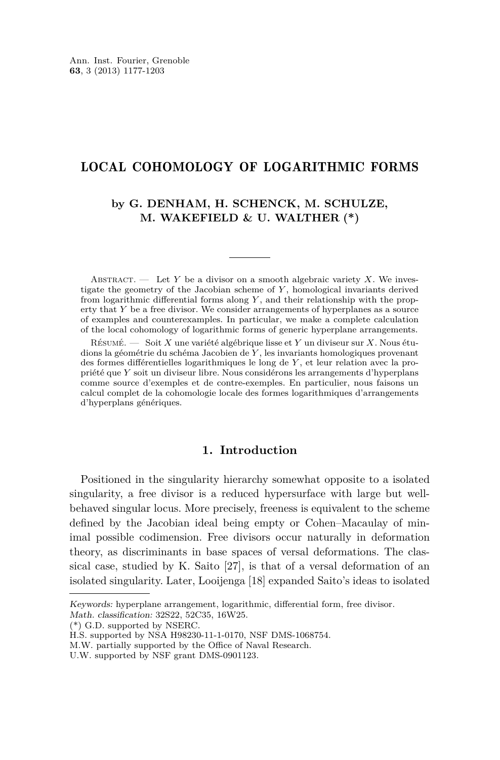# LOCAL COHOMOLOGY OF LOGARITHMIC FORMS

**by G. DENHAM, H. SCHENCK, M. SCHULZE, M. WAKEFIELD & U. WALTHER (\*)**

Abstract. — Let $Y$ be a divisor on a smooth algebraic variety $X$. We investigate the geometry of the Jacobian scheme of $Y$, homological invariants derived from logarithmic differential forms along $Y$, and their relationship with the property that $Y$ be a free divisor. We consider arrangements of hyperplanes as a source of examples and counterexamples. In particular, we make a complete calculation of the local cohomology of logarithmic forms of generic hyperplane arrangements.

Résumé. — Soit $X$ une variété algébrique lisse et $Y$ un diviseur sur $X$. Nous étudions la géométrie du schéma Jacobien de $Y$, les invariants homologiques provenant des formes différentielles logarithmiques le long de $Y$, et leur relation avec la propriété que $Y$ soit un diviseur libre. Nous considérons les arrangements d'hyperplans comme source d'exemples et de contre-exemples. En particulier, nous faisons un calcul complet de la cohomologie locale des formes logarithmiques d'arrangements d'hyperplans génériques.

## 1. Introduction

Positioned in the singularity hierarchy somewhat opposite to a isolated singularity, a free divisor is a reduced hypersurface with large but well-behaved singular locus. More precisely, freeness is equivalent to the scheme defined by the Jacobian ideal being empty or Cohen–Macaulay of minimal possible codimension. Free divisors occur naturally in deformation theory, as discriminants in base spaces of versal deformations. The classical case, studied by K. Saito [27], is that of a versal deformation of an isolated singularity. Later, Looijenga [18] expanded Saito's ideas to isolated

---

*Keywords:* hyperplane arrangement, logarithmic, differential form, free divisor.
*Math. classification:* 32S22, 52C35, 16W25.
(\*) G.D. supported by NSERC.
H.S. supported by NSA H98230-11-1-0170, NSF DMS-1068754.
M.W. partially supported by the Office of Naval Research.
U.W. supported by NSF grant DMS-0901123.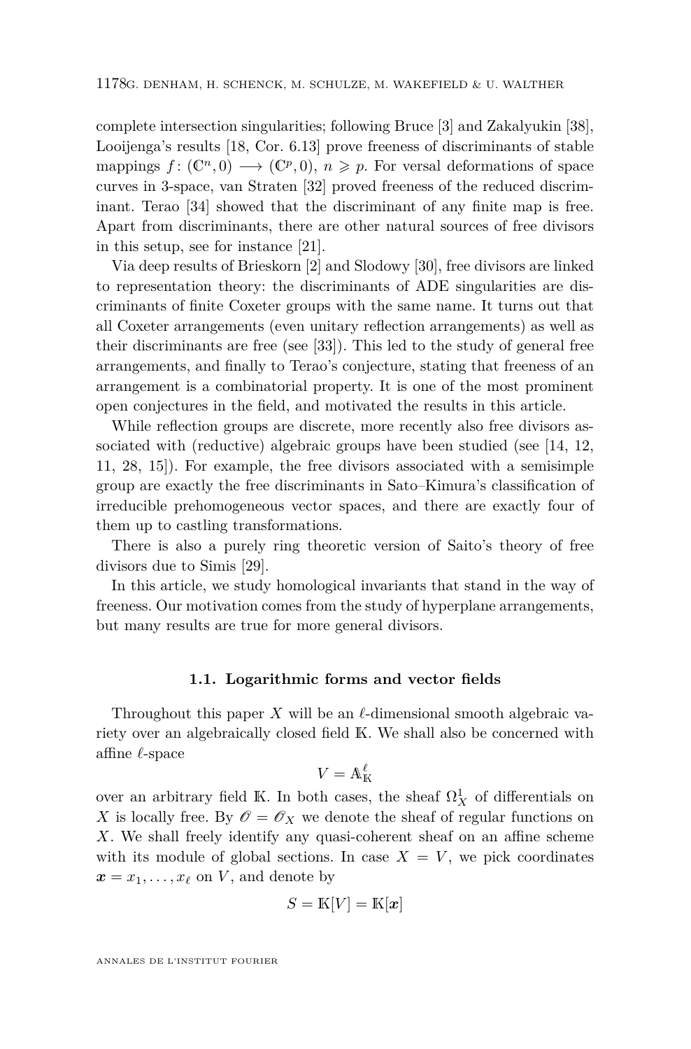complete intersection singularities; following Bruce [3] and Zakalyukin [38], Looijenga's results [18, Cor. 6.13] prove freeness of discriminants of stable mappings $f\colon (\mathbb{C}^n,0) \longrightarrow (\mathbb{C}^p,0)$, $n \geqslant p$. For versal deformations of space curves in 3-space, van Straten [32] proved freeness of the reduced discriminant. Terao [34] showed that the discriminant of any finite map is free. Apart from discriminants, there are other natural sources of free divisors in this setup, see for instance [21].

Via deep results of Brieskorn [2] and Slodowy [30], free divisors are linked to representation theory: the discriminants of ADE singularities are discriminants of finite Coxeter groups with the same name. It turns out that all Coxeter arrangements (even unitary reflection arrangements) as well as their discriminants are free (see [33]). This led to the study of general free arrangements, and finally to Terao's conjecture, stating that freeness of an arrangement is a combinatorial property. It is one of the most prominent open conjectures in the field, and motivated the results in this article.

While reflection groups are discrete, more recently also free divisors associated with (reductive) algebraic groups have been studied (see [14, 12, 11, 28, 15]). For example, the free divisors associated with a semisimple group are exactly the free discriminants in Sato–Kimura's classification of irreducible prehomogeneous vector spaces, and there are exactly four of them up to castling transformations.

There is also a purely ring theoretic version of Saito's theory of free divisors due to Simis [29].

In this article, we study homological invariants that stand in the way of freeness. Our motivation comes from the study of hyperplane arrangements, but many results are true for more general divisors.

### 1.1. Logarithmic forms and vector fields

Throughout this paper $X$ will be an $\ell$-dimensional smooth algebraic variety over an algebraically closed field $\mathbb{K}$. We shall also be concerned with affine $\ell$-space

$$V = \mathbb{A}^\ell_{\mathbb{K}}$$

over an arbitrary field $\mathbb{K}$. In both cases, the sheaf $\Omega^1_X$ of differentials on $X$ is locally free. By $\mathscr{O} = \mathscr{O}_X$ we denote the sheaf of regular functions on $X$. We shall freely identify any quasi-coherent sheaf on an affine scheme with its module of global sections. In case $X = V$, we pick coordinates $\boldsymbol{x} = x_1, \ldots, x_\ell$ on $V$, and denote by

$$S = \mathbb{K}[V] = \mathbb{K}[\boldsymbol{x}]$$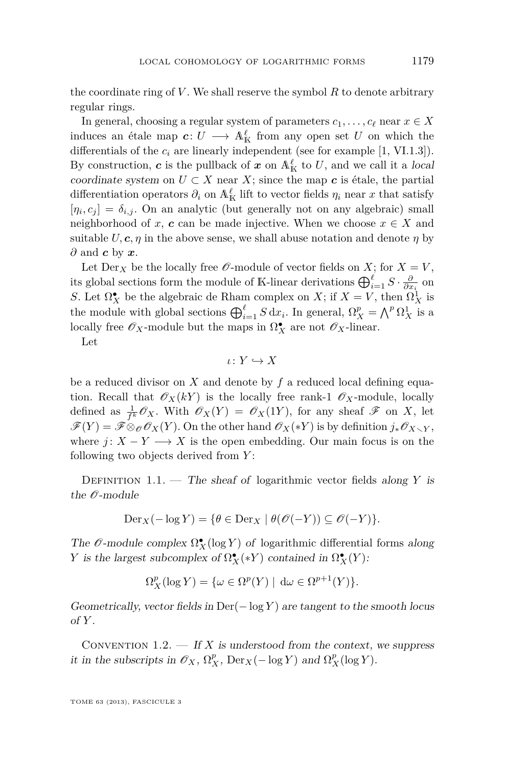the coordinate ring of $V$. We shall reserve the symbol $R$ to denote arbitrary regular rings.

In general, choosing a regular system of parameters $c_1, \dots, c_\ell$ near $x \in X$ induces an étale map $\boldsymbol{c}\colon U \longrightarrow \mathbb{A}^\ell_{\mathbb{K}}$ from any open set $U$ on which the differentials of the $c_i$ are linearly independent (see for example [1, VI.1.3]). By construction, $\boldsymbol{c}$ is the pullback of $\boldsymbol{x}$ on $\mathbb{A}^\ell_{\mathbb{K}}$ to $U$, and we call it a *local coordinate system* on $U \subset X$ near $X$; since the map $\boldsymbol{c}$ is étale, the partial differentiation operators $\partial_i$ on $\mathbb{A}^\ell_{\mathbb{K}}$ lift to vector fields $\eta_i$ near $x$ that satisfy $[\eta_i, c_j] = \delta_{i,j}$. On an analytic (but generally not on any algebraic) small neighborhood of $x$, $\boldsymbol{c}$ can be made injective. When we choose $x \in X$ and suitable $U, \boldsymbol{c}, \eta$ in the above sense, we shall abuse notation and denote $\eta$ by $\partial$ and $\boldsymbol{c}$ by $\boldsymbol{x}$.

Let $\mathrm{Der}_X$ be the locally free $\mathscr{O}$-module of vector fields on $X$; for $X = V$, its global sections form the module of $\mathbb{K}$-linear derivations $\bigoplus_{i=1}^\ell S \cdot \frac{\partial}{\partial x_i}$ on $S$. Let $\Omega^\bullet_X$ be the algebraic de Rham complex on $X$; if $X = V$, then $\Omega^1_X$ is the module with global sections $\bigoplus_{i=1}^\ell S \, \mathrm{d}x_i$. In general, $\Omega^p_X = \bigwedge^p \Omega^1_X$ is a locally free $\mathscr{O}_X$-module but the maps in $\Omega^\bullet_X$ are not $\mathscr{O}_X$-linear.

Let

$$\iota\colon Y \hookrightarrow X$$

be a reduced divisor on $X$ and denote by $f$ a reduced local defining equation. Recall that $\mathscr{O}_X(kY)$ is the locally free rank-1 $\mathscr{O}_X$-module, locally defined as $\frac{1}{f^k}\mathscr{O}_X$. With $\mathscr{O}_X(Y) = \mathscr{O}_X(1Y)$, for any sheaf $\mathscr{F}$ on $X$, let $\mathscr{F}(Y) = \mathscr{F} \otimes_{\mathscr{O}} \mathscr{O}_X(Y)$. On the other hand $\mathscr{O}_X(*Y)$ is by definition $j_*\mathscr{O}_{X \smallsetminus Y}$, where $j\colon X - Y \longrightarrow X$ is the open embedding. Our main focus is on the following two objects derived from $Y$:

Definition 1.1. — *The sheaf of* logarithmic vector fields *along $Y$ is the $\mathscr{O}$-module*

$$\mathrm{Der}_X(-\log Y) = \{\theta \in \mathrm{Der}_X \mid \theta(\mathscr{O}(-Y)) \subseteq \mathscr{O}(-Y)\}.$$

*The $\mathscr{O}$-module complex $\Omega^\bullet_X(\log Y)$ of* logarithmic differential forms *along $Y$ is the largest subcomplex of $\Omega^\bullet_X(*Y)$ contained in $\Omega^\bullet_X(Y)$:*

$$\Omega^p_X(\log Y) = \{\omega \in \Omega^p(Y) \mid \mathrm{d}\omega \in \Omega^{p+1}(Y)\}.$$

*Geometrically, vector fields in $\mathrm{Der}(-\log Y)$ are tangent to the smooth locus of $Y$.*

Convention 1.2. — *If $X$ is understood from the context, we suppress it in the subscripts in $\mathscr{O}_X$, $\Omega^p_X$, $\mathrm{Der}_X(-\log Y)$ and $\Omega^p_X(\log Y)$.*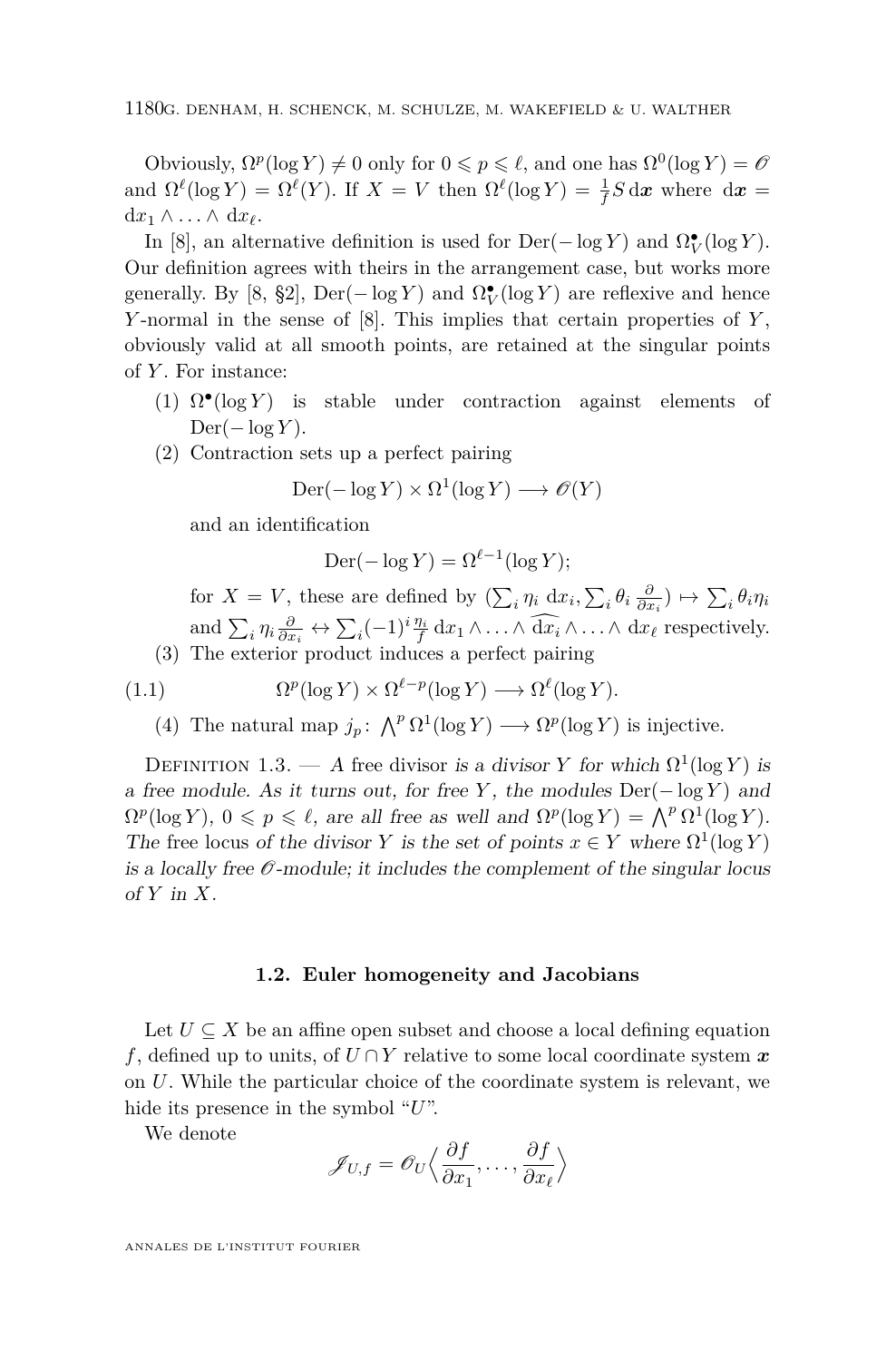Obviously, $\Omega^p(\log Y) \neq 0$ only for $0 \leqslant p \leqslant \ell$, and one has $\Omega^0(\log Y) = \mathscr{O}$ and $\Omega^\ell(\log Y) = \Omega^\ell(Y)$. If $X = V$ then $\Omega^\ell(\log Y) = \frac{1}{f} S \, \mathrm{d}\boldsymbol{x}$ where $\mathrm{d}\boldsymbol{x} = \mathrm{d}x_1 \wedge \ldots \wedge \mathrm{d}x_\ell$.

In [8], an alternative definition is used for $\operatorname{Der}(-\log Y)$ and $\Omega^\bullet_V(\log Y)$. Our definition agrees with theirs in the arrangement case, but works more generally. By [8, §2], $\operatorname{Der}(-\log Y)$ and $\Omega^\bullet_V(\log Y)$ are reflexive and hence $Y$-normal in the sense of [8]. This implies that certain properties of $Y$, obviously valid at all smooth points, are retained at the singular points of $Y$. For instance:

1. $\Omega^\bullet(\log Y)$ is stable under contraction against elements of $\operatorname{Der}(-\log Y)$.
2. Contraction sets up a perfect pairing
$$\operatorname{Der}(-\log Y) \times \Omega^1(\log Y) \longrightarrow \mathscr{O}(Y)$$
and an identification
$$\operatorname{Der}(-\log Y) = \Omega^{\ell-1}(\log Y);$$
for $X = V$, these are defined by $(\sum_i \eta_i \, \mathrm{d}x_i, \sum_i \theta_i \frac{\partial}{\partial x_i}) \mapsto \sum_i \theta_i \eta_i$ and $\sum_i \eta_i \frac{\partial}{\partial x_i} \leftrightarrow \sum_i (-1)^i \frac{\eta_i}{f} \, \mathrm{d}x_1 \wedge \ldots \wedge \widehat{\mathrm{d}x_i} \wedge \ldots \wedge \mathrm{d}x_\ell$ respectively.
3. The exterior product induces a perfect pairing
$$\Omega^p(\log Y) \times \Omega^{\ell-p}(\log Y) \longrightarrow \Omega^\ell(\log Y). \tag{1.1}$$
4. The natural map $j_p \colon \bigwedge^p \Omega^1(\log Y) \longrightarrow \Omega^p(\log Y)$ is injective.

Definition 1.3. — *A* free divisor *is a divisor $Y$ for which $\Omega^1(\log Y)$ is a free module. As it turns out, for free $Y$, the modules $\operatorname{Der}(-\log Y)$ and $\Omega^p(\log Y)$, $0 \leqslant p \leqslant \ell$, are all free as well and $\Omega^p(\log Y) = \bigwedge^p \Omega^1(\log Y)$. The* free locus *of the divisor $Y$ is the set of points $x \in Y$ where $\Omega^1(\log Y)$ is a locally free $\mathscr{O}$-module; it includes the complement of the singular locus of $Y$ in $X$.*

### 1.2. Euler homogeneity and Jacobians

Let $U \subseteq X$ be an affine open subset and choose a local defining equation $f$, defined up to units, of $U \cap Y$ relative to some local coordinate system $\boldsymbol{x}$ on $U$. While the particular choice of the coordinate system is relevant, we hide its presence in the symbol "$U$".

We denote
$$\mathscr{J}_{U,f} = \mathscr{O}_U \Big\langle \frac{\partial f}{\partial x_1}, \ldots, \frac{\partial f}{\partial x_\ell} \Big\rangle$$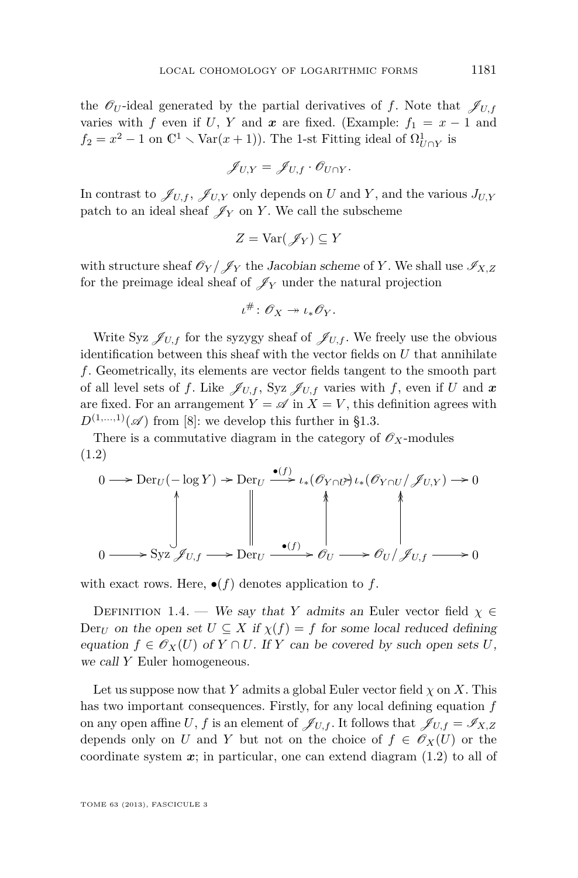the $\mathscr{O}_U$-ideal generated by the partial derivatives of $f$. Note that $\mathscr{J}_{U,f}$ varies with $f$ even if $U$, $Y$ and $\boldsymbol{x}$ are fixed. (Example: $f_1 = x - 1$ and $f_2 = x^2 - 1$ on $\mathbb{C}^1 \smallsetminus \mathrm{Var}(x+1)$). The 1-st Fitting ideal of $\Omega^1_{U\cap Y}$ is

$$\mathscr{J}_{U,Y} = \mathscr{J}_{U,f} \cdot \mathscr{O}_{U\cap Y}.$$

In contrast to $\mathscr{J}_{U,f}$, $\mathscr{J}_{U,Y}$ only depends on $U$ and $Y$, and the various $J_{U,Y}$ patch to an ideal sheaf $\mathscr{J}_Y$ on $Y$. We call the subscheme

$$Z = \mathrm{Var}(\mathscr{J}_Y) \subseteq Y$$

with structure sheaf $\mathscr{O}_Y/\mathscr{J}_Y$ the *Jacobian scheme* of $Y$. We shall use $\mathscr{I}_{X,Z}$ for the preimage ideal sheaf of $\mathscr{J}_Y$ under the natural projection

$$\iota^\# \colon \mathscr{O}_X \twoheadrightarrow \iota_*\mathscr{O}_Y.$$

Write $\mathrm{Syz}\,\mathscr{J}_{U,f}$ for the syzygy sheaf of $\mathscr{J}_{U,f}$. We freely use the obvious identification between this sheaf with the vector fields on $U$ that annihilate $f$. Geometrically, its elements are vector fields tangent to the smooth part of all level sets of $f$. Like $\mathscr{J}_{U,f}$, $\mathrm{Syz}\,\mathscr{J}_{U,f}$ varies with $f$, even if $U$ and $\boldsymbol{x}$ are fixed. For an arrangement $Y = \mathscr{A}$ in $X = V$, this definition agrees with $D^{(1,\dots,1)}(\mathscr{A})$ from [8]: we develop this further in §1.3.

There is a commutative diagram in the category of $\mathscr{O}_X$-modules

$$\begin{array}{ccccccccc}
0 \longrightarrow & \mathrm{Der}_U(-\log Y) & \rightarrowtail & \mathrm{Der}_U & \xrightarrow{\bullet(f)} & \iota_*(\mathscr{O}_{Y\cap U}) & \twoheadrightarrow & \iota_*(\mathscr{O}_{Y\cap U}/\mathscr{J}_{U,Y}) & \longrightarrow 0 \\
& \uparrow & & \| & & \uparrow & & \uparrow & \\
0 \longrightarrow & \mathrm{Syz}\,\mathscr{J}_{U,f} & \longrightarrow & \mathrm{Der}_U & \xrightarrow{\bullet(f)} & \mathscr{O}_U & \longrightarrow & \mathscr{O}_U/\mathscr{J}_{U,f} & \longrightarrow 0
\end{array} \tag{1.2}$$

with exact rows. Here, $\bullet(f)$ denotes application to $f$.

Definition 1.4. — *We say that $Y$ admits an* Euler vector field $\chi \in \mathrm{Der}_U$ *on the open set $U \subseteq X$ if $\chi(f) = f$ for some local reduced defining equation $f \in \mathscr{O}_X(U)$ of $Y \cap U$. If $Y$ can be covered by such open sets $U$, we call $Y$* Euler homogeneous.

Let us suppose now that $Y$ admits a global Euler vector field $\chi$ on $X$. This has two important consequences. Firstly, for any local defining equation $f$ on any open affine $U$, $f$ is an element of $\mathscr{J}_{U,f}$. It follows that $\mathscr{J}_{U,f} = \mathscr{I}_{X,Z}$ depends only on $U$ and $Y$ but not on the choice of $f \in \mathscr{O}_X(U)$ or the coordinate system $\boldsymbol{x}$; in particular, one can extend diagram (1.2) to all of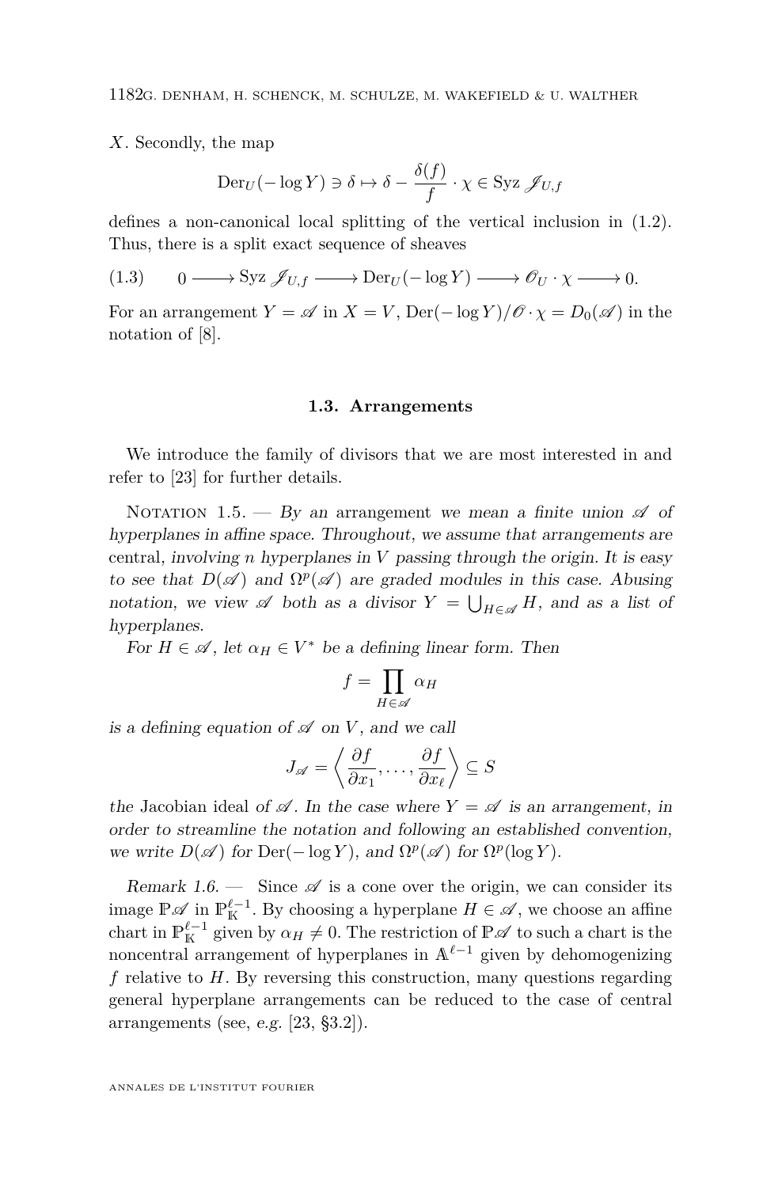$X$. Secondly, the map

$$\mathrm{Der}_U(-\log Y) \ni \delta \mapsto \delta - \frac{\delta(f)}{f} \cdot \chi \in \mathrm{Syz}\, \mathscr{J}_{U,f}$$

defines a non-canonical local splitting of the vertical inclusion in (1.2). Thus, there is a split exact sequence of sheaves

$$(1.3) \qquad 0 \longrightarrow \mathrm{Syz}\, \mathscr{J}_{U,f} \longrightarrow \mathrm{Der}_U(-\log Y) \longrightarrow \mathscr{O}_U \cdot \chi \longrightarrow 0.$$

For an arrangement $Y = \mathscr{A}$ in $X = V$, $\mathrm{Der}(-\log Y)/\mathscr{O} \cdot \chi = D_0(\mathscr{A})$ in the notation of [8].

### 1.3. Arrangements

We introduce the family of divisors that we are most interested in and refer to [23] for further details.

Notation 1.5. — *By an* arrangement *we mean a finite union $\mathscr{A}$ of hyperplanes in affine space. Throughout, we assume that arrangements are* central*, involving $n$ hyperplanes in $V$ passing through the origin. It is easy to see that $D(\mathscr{A})$ and $\Omega^p(\mathscr{A})$ are graded modules in this case. Abusing notation, we view $\mathscr{A}$ both as a divisor $Y = \bigcup_{H \in \mathscr{A}} H$, and as a list of hyperplanes.*

*For $H \in \mathscr{A}$, let $\alpha_H \in V^*$ be a defining linear form. Then*

$$f = \prod_{H \in \mathscr{A}} \alpha_H$$

*is a defining equation of $\mathscr{A}$ on $V$, and we call*

$$J_{\mathscr{A}} = \left\langle \frac{\partial f}{\partial x_1}, \ldots, \frac{\partial f}{\partial x_\ell} \right\rangle \subseteq S$$

*the* Jacobian ideal *of $\mathscr{A}$. In the case where $Y = \mathscr{A}$ is an arrangement, in order to streamline the notation and following an established convention, we write $D(\mathscr{A})$ for $\mathrm{Der}(-\log Y)$, and $\Omega^p(\mathscr{A})$ for $\Omega^p(\log Y)$.*

*Remark 1.6.* — Since $\mathscr{A}$ is a cone over the origin, we can consider its image $\mathbb{P}\mathscr{A}$ in $\mathbb{P}^{\ell-1}_{\mathbb{K}}$. By choosing a hyperplane $H \in \mathscr{A}$, we choose an affine chart in $\mathbb{P}^{\ell-1}_{\mathbb{K}}$ given by $\alpha_H \neq 0$. The restriction of $\mathbb{P}\mathscr{A}$ to such a chart is the noncentral arrangement of hyperplanes in $\mathbb{A}^{\ell-1}$ given by dehomogenizing $f$ relative to $H$. By reversing this construction, many questions regarding general hyperplane arrangements can be reduced to the case of central arrangements (see, *e.g.* [23, §3.2]).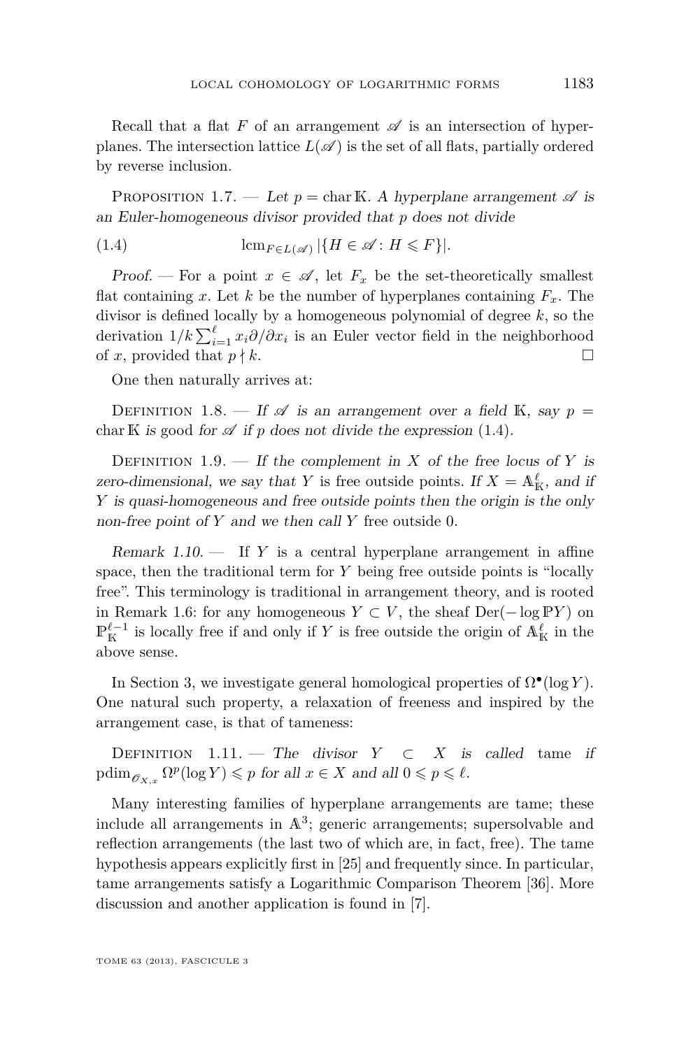Recall that a flat $F$ of an arrangement $\mathscr{A}$ is an intersection of hyperplanes. The intersection lattice $L(\mathscr{A})$ is the set of all flats, partially ordered by reverse inclusion.

Proposition 1.7. — *Let $p = \operatorname{char} \mathbb{K}$. A hyperplane arrangement $\mathscr{A}$ is an Euler-homogeneous divisor provided that $p$ does not divide*

$$\operatorname{lcm}_{F \in L(\mathscr{A})} |\{H \in \mathscr{A} \colon H \leqslant F\}|. \tag{1.4}$$

*Proof.* — For a point $x \in \mathscr{A}$, let $F_x$ be the set-theoretically smallest flat containing $x$. Let $k$ be the number of hyperplanes containing $F_x$. The divisor is defined locally by a homogeneous polynomial of degree $k$, so the derivation $1/k \sum_{i=1}^{\ell} x_i \partial/\partial x_i$ is an Euler vector field in the neighborhood of $x$, provided that $p \nmid k$. □

One then naturally arrives at:

Definition 1.8. — *If $\mathscr{A}$ is an arrangement over a field $\mathbb{K}$, say $p = \operatorname{char} \mathbb{K}$ is* good *for $\mathscr{A}$ if $p$ does not divide the expression* (1.4).

Definition 1.9. — *If the complement in $X$ of the free locus of $Y$ is zero-dimensional, we say that $Y$ is* free outside points. *If $X = \mathbb{A}^{\ell}_{\mathbb{K}}$, and if $Y$ is quasi-homogeneous and free outside points then the origin is the only non-free point of $Y$ and we then call $Y$* free outside 0.

*Remark 1.10.* — If $Y$ is a central hyperplane arrangement in affine space, then the traditional term for $Y$ being free outside points is "locally free". This terminology is traditional in arrangement theory, and is rooted in Remark 1.6: for any homogeneous $Y \subset V$, the sheaf $\operatorname{Der}(-\log \mathbb{P}Y)$ on $\mathbb{P}^{\ell-1}_{\mathbb{K}}$ is locally free if and only if $Y$ is free outside the origin of $\mathbb{A}^{\ell}_{\mathbb{K}}$ in the above sense.

In Section 3, we investigate general homological properties of $\Omega^{\bullet}(\log Y)$. One natural such property, a relaxation of freeness and inspired by the arrangement case, is that of tameness:

Definition 1.11. — *The divisor $Y \subset X$ is called* tame *if $\operatorname{pdim}_{\mathscr{O}_{X,x}} \Omega^p(\log Y) \leqslant p$ for all $x \in X$ and all $0 \leqslant p \leqslant \ell$.*

Many interesting families of hyperplane arrangements are tame; these include all arrangements in $\mathbb{A}^3$; generic arrangements; supersolvable and reflection arrangements (the last two of which are, in fact, free). The tame hypothesis appears explicitly first in [25] and frequently since. In particular, tame arrangements satisfy a Logarithmic Comparison Theorem [36]. More discussion and another application is found in [7].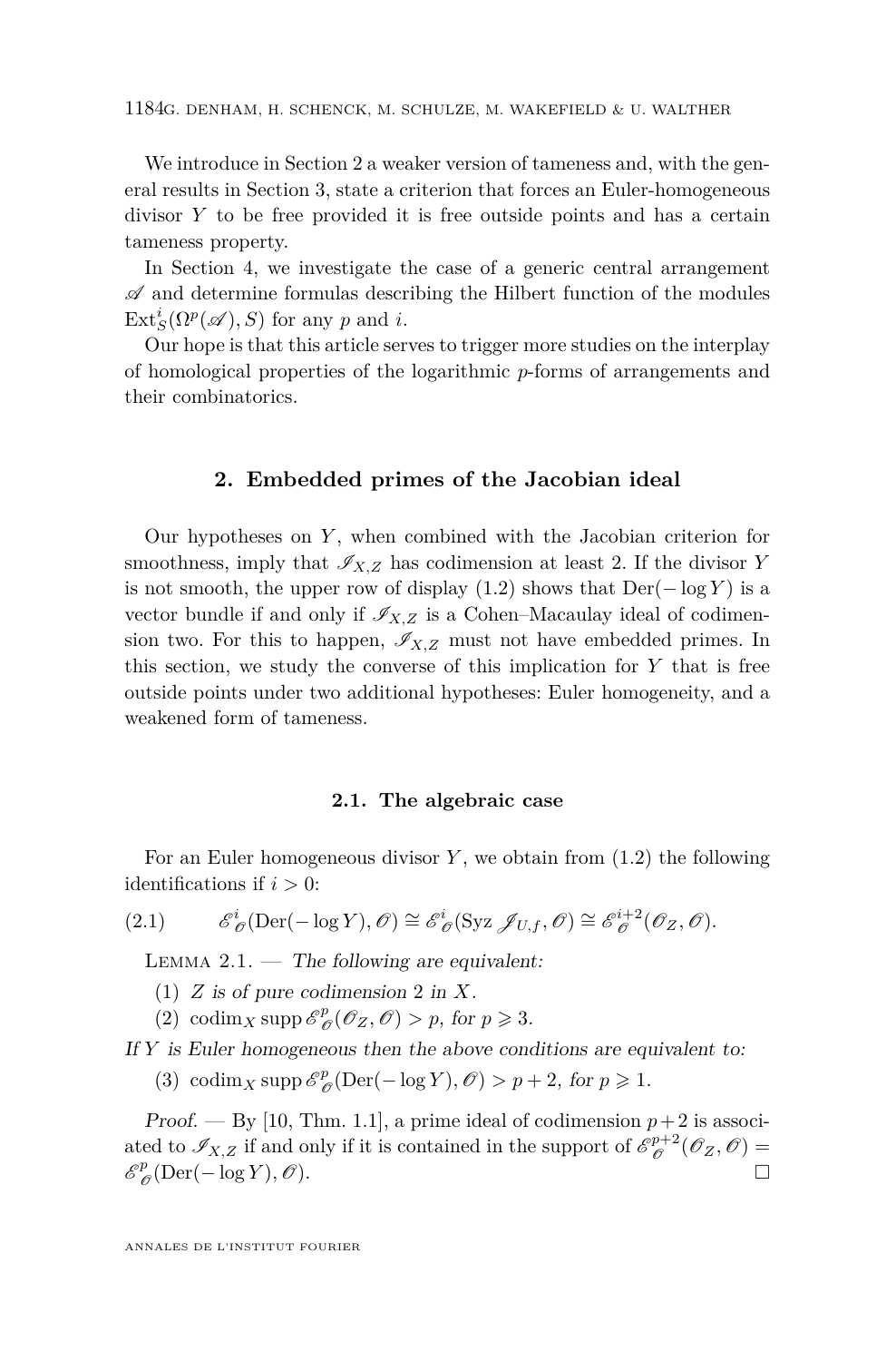We introduce in Section 2 a weaker version of tameness and, with the general results in Section 3, state a criterion that forces an Euler-homogeneous divisor $Y$ to be free provided it is free outside points and has a certain tameness property.

In Section 4, we investigate the case of a generic central arrangement $\mathscr{A}$ and determine formulas describing the Hilbert function of the modules $\operatorname{Ext}^i_S(\Omega^p(\mathscr{A}), S)$ for any $p$ and $i$.

Our hope is that this article serves to trigger more studies on the interplay of homological properties of the logarithmic $p$-forms of arrangements and their combinatorics.

## 2. Embedded primes of the Jacobian ideal

Our hypotheses on $Y$, when combined with the Jacobian criterion for smoothness, imply that $\mathscr{I}_{X,Z}$ has codimension at least 2. If the divisor $Y$ is not smooth, the upper row of display (1.2) shows that $\operatorname{Der}(-\log Y)$ is a vector bundle if and only if $\mathscr{I}_{X,Z}$ is a Cohen–Macaulay ideal of codimension two. For this to happen, $\mathscr{I}_{X,Z}$ must not have embedded primes. In this section, we study the converse of this implication for $Y$ that is free outside points under two additional hypotheses: Euler homogeneity, and a weakened form of tameness.

### 2.1. The algebraic case

For an Euler homogeneous divisor $Y$, we obtain from (1.2) the following identifications if $i > 0$:

$$\mathscr{E}^i_{\mathscr{O}}(\operatorname{Der}(-\log Y), \mathscr{O}) \cong \mathscr{E}^i_{\mathscr{O}}(\operatorname{Syz} \mathscr{J}_{U,f}, \mathscr{O}) \cong \mathscr{E}^{i+2}_{\mathscr{O}}(\mathscr{O}_Z, \mathscr{O}). \tag{2.1}$$

Lemma 2.1. — *The following are equivalent:*

1. *$Z$ is of pure codimension 2 in $X$.*
2. *$\operatorname{codim}_X \operatorname{supp} \mathscr{E}^p_{\mathscr{O}}(\mathscr{O}_Z, \mathscr{O}) > p$, for $p \geqslant 3$.*

*If $Y$ is Euler homogeneous then the above conditions are equivalent to:*

3. *$\operatorname{codim}_X \operatorname{supp} \mathscr{E}^p_{\mathscr{O}}(\operatorname{Der}(-\log Y), \mathscr{O}) > p + 2$, for $p \geqslant 1$.*

*Proof.* — By [10, Thm. 1.1], a prime ideal of codimension $p+2$ is associated to $\mathscr{I}_{X,Z}$ if and only if it is contained in the support of $\mathscr{E}^{p+2}_{\mathscr{O}}(\mathscr{O}_Z, \mathscr{O}) = \mathscr{E}^p_{\mathscr{O}}(\operatorname{Der}(-\log Y), \mathscr{O})$. □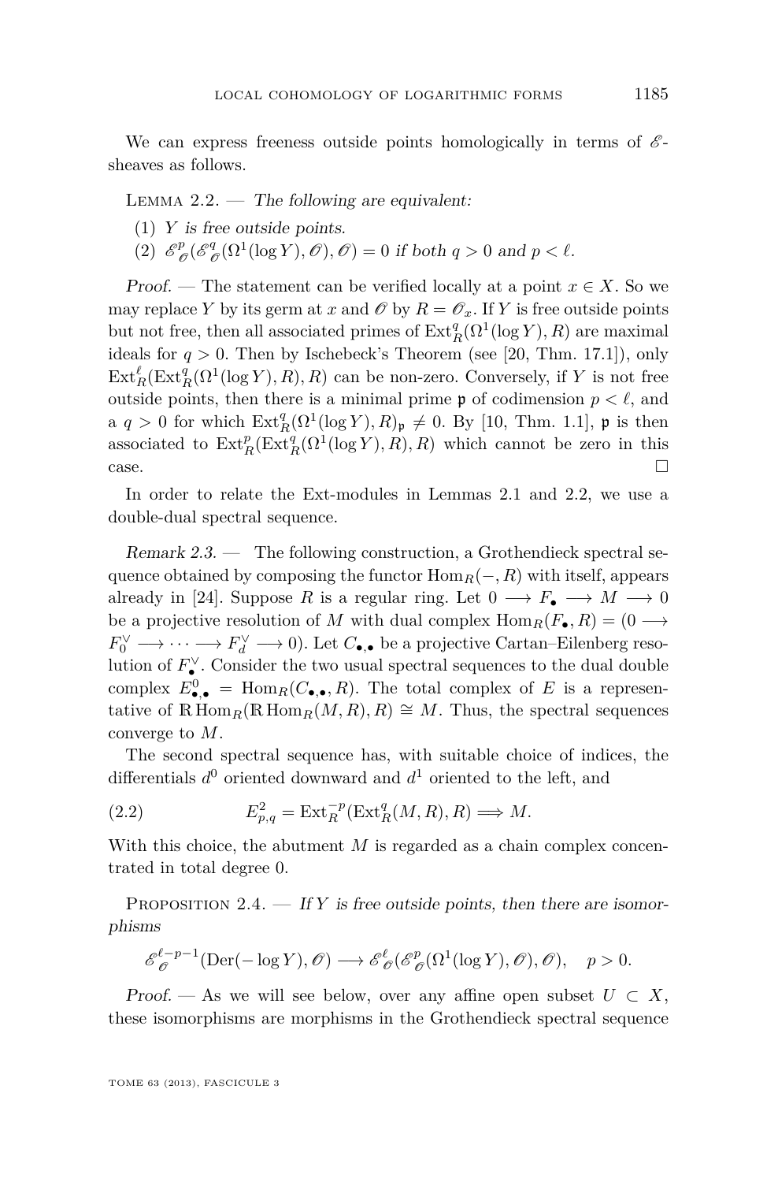We can express freeness outside points homologically in terms of $\mathscr{E}$-sheaves as follows.

Lemma 2.2. — *The following are equivalent:*

(1) *$Y$ is free outside points.*

(2) *$\mathscr{E}^p_{\mathscr{O}}(\mathscr{E}^q_{\mathscr{O}}(\Omega^1(\log Y),\mathscr{O}),\mathscr{O}) = 0$ if both $q > 0$ and $p < \ell$.*

*Proof.* — The statement can be verified locally at a point $x \in X$. So we may replace $Y$ by its germ at $x$ and $\mathscr{O}$ by $R = \mathscr{O}_x$. If $Y$ is free outside points but not free, then all associated primes of $\mathrm{Ext}^q_R(\Omega^1(\log Y), R)$ are maximal ideals for $q > 0$. Then by Ischebeck's Theorem (see [20, Thm. 17.1]), only $\mathrm{Ext}^\ell_R(\mathrm{Ext}^q_R(\Omega^1(\log Y), R), R)$ can be non-zero. Conversely, if $Y$ is not free outside points, then there is a minimal prime $\mathfrak{p}$ of codimension $p < \ell$, and a $q > 0$ for which $\mathrm{Ext}^q_R(\Omega^1(\log Y), R)_{\mathfrak{p}} \neq 0$. By [10, Thm. 1.1], $\mathfrak{p}$ is then associated to $\mathrm{Ext}^p_R(\mathrm{Ext}^q_R(\Omega^1(\log Y), R), R)$ which cannot be zero in this case. $\square$

In order to relate the Ext-modules in Lemmas 2.1 and 2.2, we use a double-dual spectral sequence.

*Remark 2.3.* — The following construction, a Grothendieck spectral sequence obtained by composing the functor $\mathrm{Hom}_R(-, R)$ with itself, appears already in [24]. Suppose $R$ is a regular ring. Let $0 \longrightarrow F_\bullet \longrightarrow M \longrightarrow 0$ be a projective resolution of $M$ with dual complex $\mathrm{Hom}_R(F_\bullet, R) = (0 \longrightarrow F_0^\vee \longrightarrow \cdots \longrightarrow F_d^\vee \longrightarrow 0)$. Let $C_{\bullet,\bullet}$ be a projective Cartan–Eilenberg resolution of $F_\bullet^\vee$. Consider the two usual spectral sequences to the dual double complex $E^0_{\bullet,\bullet} = \mathrm{Hom}_R(C_{\bullet,\bullet}, R)$. The total complex of $E$ is a representative of $\mathbb{R}\mathrm{Hom}_R(\mathbb{R}\mathrm{Hom}_R(M, R), R) \cong M$. Thus, the spectral sequences converge to $M$.

The second spectral sequence has, with suitable choice of indices, the differentials $d^0$ oriented downward and $d^1$ oriented to the left, and

$$E^2_{p,q} = \mathrm{Ext}^{-p}_R(\mathrm{Ext}^q_R(M, R), R) \Longrightarrow M. \tag{2.2}$$

With this choice, the abutment $M$ is regarded as a chain complex concentrated in total degree 0.

Proposition 2.4. — *If $Y$ is free outside points, then there are isomorphisms*

$$\mathscr{E}^{\ell-p-1}_{\mathscr{O}}(\mathrm{Der}(-\log Y), \mathscr{O}) \longrightarrow \mathscr{E}^\ell_{\mathscr{O}}(\mathscr{E}^p_{\mathscr{O}}(\Omega^1(\log Y), \mathscr{O}), \mathscr{O}), \quad p > 0.$$

*Proof.* — As we will see below, over any affine open subset $U \subset X$, these isomorphisms are morphisms in the Grothendieck spectral sequence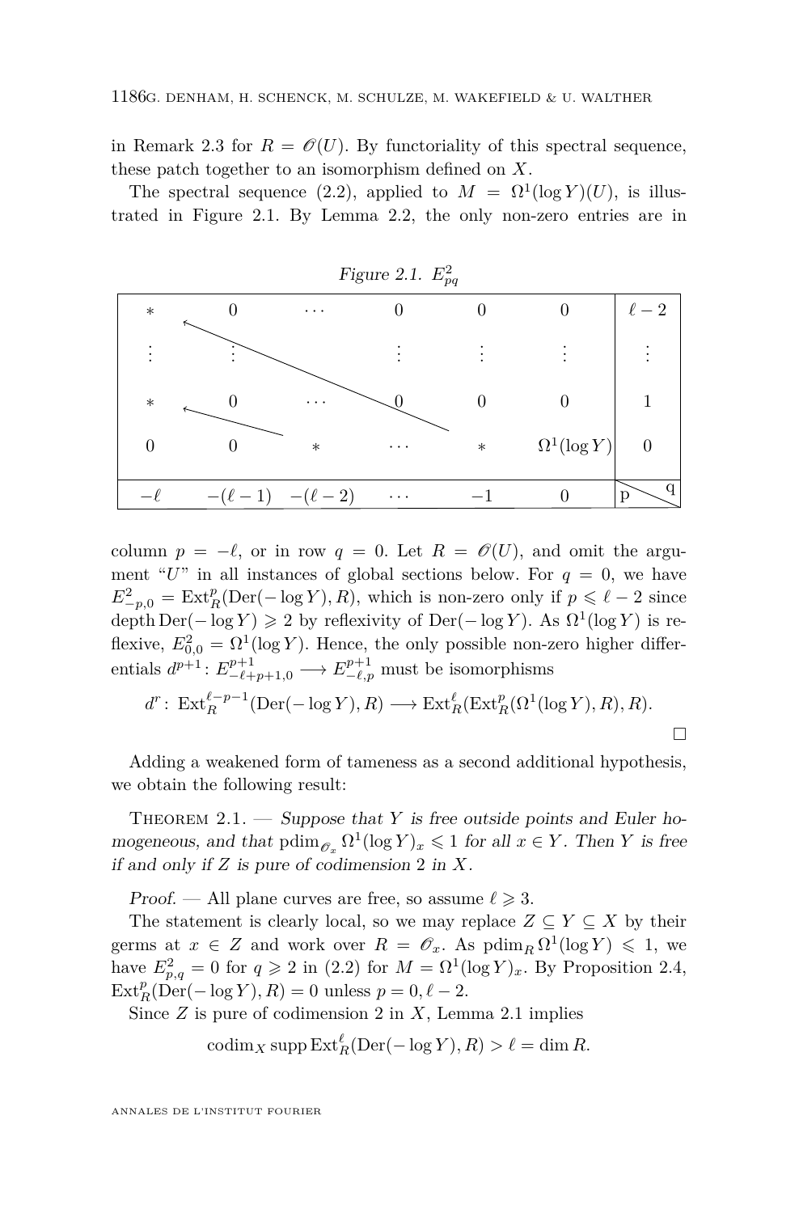in Remark 2.3 for $R = \mathscr{O}(U)$. By functoriality of this spectral sequence, these patch together to an isomorphism defined on $X$.

The spectral sequence (2.2), applied to $M = \Omega^1(\log Y)(U)$, is illustrated in Figure 2.1. By Lemma 2.2, the only non-zero entries are in

Figure 2.1. $E^2_{pq}$

| | | | | | | |
|---|---|---|---|---|---|---|
| $*$ | 0 | $\cdots$ | 0 | 0 | 0 | $\ell-2$ |
| $\vdots$ | $\vdots$ | | $\vdots$ | $\vdots$ | $\vdots$ | $\vdots$ |
| $*$ | 0 | $\cdots$ | 0 | 0 | 0 | 1 |
| 0 | 0 | $*$ | $\cdots$ | $*$ | $\Omega^1(\log Y)$ | 0 |
| $-\ell$ | $-(\ell-1)$ | $-(\ell-2)$ | $\cdots$ | $-1$ | 0 | p \ q |

column $p = -\ell$, or in row $q = 0$. Let $R = \mathscr{O}(U)$, and omit the argument "$U$" in all instances of global sections below. For $q = 0$, we have $E^2_{-p,0} = \operatorname{Ext}^p_R(\operatorname{Der}(-\log Y), R)$, which is non-zero only if $p \leqslant \ell - 2$ since $\operatorname{depth} \operatorname{Der}(-\log Y) \geqslant 2$ by reflexivity of $\operatorname{Der}(-\log Y)$. As $\Omega^1(\log Y)$ is reflexive, $E^2_{0,0} = \Omega^1(\log Y)$. Hence, the only possible non-zero higher differentials $d^{p+1} \colon E^{p+1}_{-\ell+p+1,0} \longrightarrow E^{p+1}_{-\ell,p}$ must be isomorphisms

$$d^r \colon \operatorname{Ext}^{\ell-p-1}_R(\operatorname{Der}(-\log Y), R) \longrightarrow \operatorname{Ext}^\ell_R(\operatorname{Ext}^p_R(\Omega^1(\log Y), R), R).$$

□

Adding a weakened form of tameness as a second additional hypothesis, we obtain the following result:

Theorem 2.1. — *Suppose that $Y$ is free outside points and Euler homogeneous, and that $\operatorname{pdim}_{\mathscr{O}_x} \Omega^1(\log Y)_x \leqslant 1$ for all $x \in Y$. Then $Y$ is free if and only if $Z$ is pure of codimension 2 in $X$.*

*Proof.* — All plane curves are free, so assume $\ell \geqslant 3$.

The statement is clearly local, so we may replace $Z \subseteq Y \subseteq X$ by their germs at $x \in Z$ and work over $R = \mathscr{O}_x$. As $\operatorname{pdim}_R \Omega^1(\log Y) \leqslant 1$, we have $E^2_{p,q} = 0$ for $q \geqslant 2$ in (2.2) for $M = \Omega^1(\log Y)_x$. By Proposition 2.4, $\operatorname{Ext}^p_R(\operatorname{Der}(-\log Y), R) = 0$ unless $p = 0, \ell - 2$.

Since $Z$ is pure of codimension 2 in $X$, Lemma 2.1 implies

$$\operatorname{codim}_X \operatorname{supp} \operatorname{Ext}^\ell_R(\operatorname{Der}(-\log Y), R) > \ell = \dim R.$$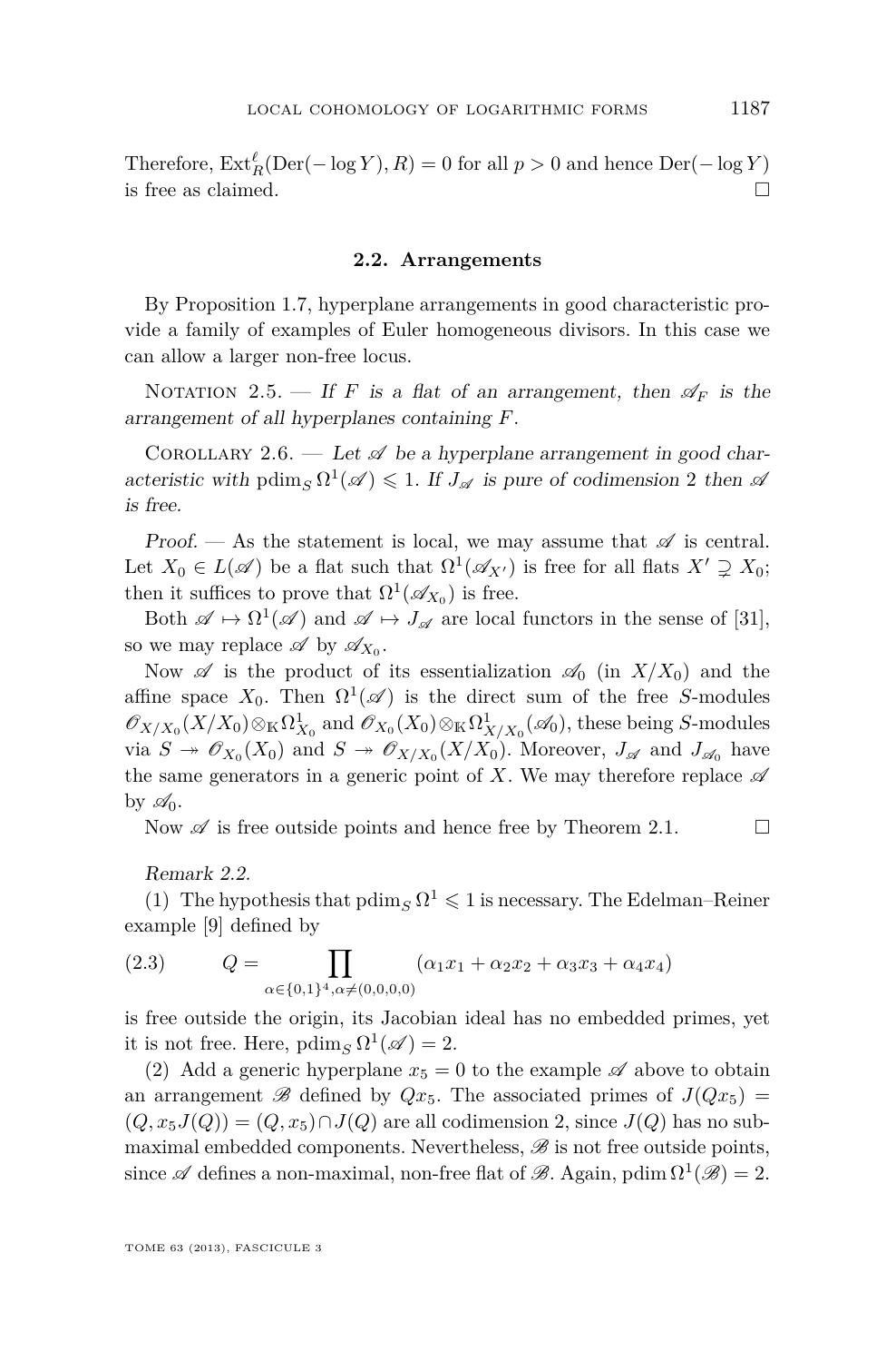Therefore, $\operatorname{Ext}^\ell_R(\operatorname{Der}(-\log Y), R) = 0$ for all $p > 0$ and hence $\operatorname{Der}(-\log Y)$ is free as claimed. □

### 2.2. Arrangements

By Proposition 1.7, hyperplane arrangements in good characteristic provide a family of examples of Euler homogeneous divisors. In this case we can allow a larger non-free locus.

Notation 2.5. — *If $F$ is a flat of an arrangement, then $\mathscr{A}_F$ is the arrangement of all hyperplanes containing $F$.*

Corollary 2.6. — *Let $\mathscr{A}$ be a hyperplane arrangement in good characteristic with $\operatorname{pdim}_S \Omega^1(\mathscr{A}) \leqslant 1$. If $J_{\mathscr{A}}$ is pure of codimension 2 then $\mathscr{A}$ is free.*

*Proof.* — As the statement is local, we may assume that $\mathscr{A}$ is central. Let $X_0 \in L(\mathscr{A})$ be a flat such that $\Omega^1(\mathscr{A}_{X'})$ is free for all flats $X' \supsetneq X_0$; then it suffices to prove that $\Omega^1(\mathscr{A}_{X_0})$ is free.

Both $\mathscr{A} \mapsto \Omega^1(\mathscr{A})$ and $\mathscr{A} \mapsto J_{\mathscr{A}}$ are local functors in the sense of [31], so we may replace $\mathscr{A}$ by $\mathscr{A}_{X_0}$.

Now $\mathscr{A}$ is the product of its essentialization $\mathscr{A}_0$ (in $X/X_0$) and the affine space $X_0$. Then $\Omega^1(\mathscr{A})$ is the direct sum of the free $S$-modules $\mathscr{O}_{X/X_0}(X/X_0) \otimes_{\mathbb{K}} \Omega^1_{X_0}$ and $\mathscr{O}_{X_0}(X_0) \otimes_{\mathbb{K}} \Omega^1_{X/X_0}(\mathscr{A}_0)$, these being $S$-modules via $S \twoheadrightarrow \mathscr{O}_{X_0}(X_0)$ and $S \twoheadrightarrow \mathscr{O}_{X/X_0}(X/X_0)$. Moreover, $J_{\mathscr{A}}$ and $J_{\mathscr{A}_0}$ have the same generators in a generic point of $X$. We may therefore replace $\mathscr{A}$ by $\mathscr{A}_0$.

Now $\mathscr{A}$ is free outside points and hence free by Theorem 2.1. □

*Remark 2.2.*

(1) The hypothesis that $\operatorname{pdim}_S \Omega^1 \leqslant 1$ is necessary. The Edelman–Reiner example [9] defined by

$$Q = \prod_{\alpha \in \{0,1\}^4, \alpha \neq (0,0,0,0)} (\alpha_1 x_1 + \alpha_2 x_2 + \alpha_3 x_3 + \alpha_4 x_4) \tag{2.3}$$

is free outside the origin, its Jacobian ideal has no embedded primes, yet it is not free. Here, $\operatorname{pdim}_S \Omega^1(\mathscr{A}) = 2$.

(2) Add a generic hyperplane $x_5 = 0$ to the example $\mathscr{A}$ above to obtain an arrangement $\mathscr{B}$ defined by $Qx_5$. The associated primes of $J(Qx_5) = (Q, x_5 J(Q)) = (Q, x_5) \cap J(Q)$ are all codimension 2, since $J(Q)$ has no submaximal embedded components. Nevertheless, $\mathscr{B}$ is not free outside points, since $\mathscr{A}$ defines a non-maximal, non-free flat of $\mathscr{B}$. Again, $\operatorname{pdim} \Omega^1(\mathscr{B}) = 2$.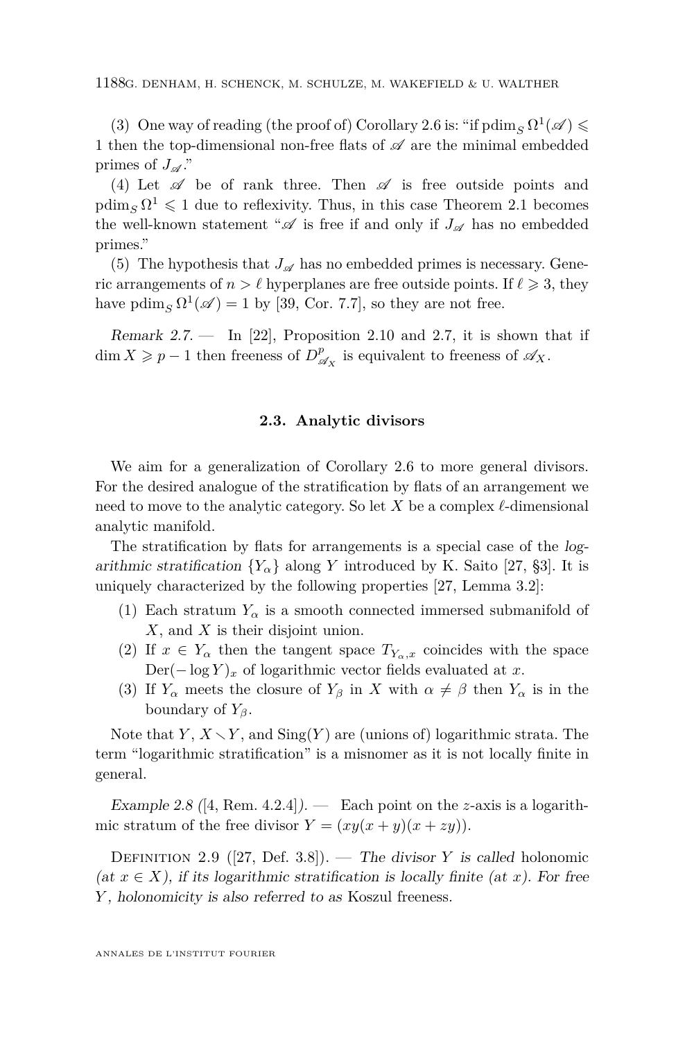(3) One way of reading (the proof of) Corollary 2.6 is: "if $\operatorname{pdim}_S \Omega^1(\mathscr{A}) \leqslant 1$ then the top-dimensional non-free flats of $\mathscr{A}$ are the minimal embedded primes of $J_{\mathscr{A}}$."

(4) Let $\mathscr{A}$ be of rank three. Then $\mathscr{A}$ is free outside points and $\operatorname{pdim}_S \Omega^1 \leqslant 1$ due to reflexivity. Thus, in this case Theorem 2.1 becomes the well-known statement "$\mathscr{A}$ is free if and only if $J_{\mathscr{A}}$ has no embedded primes."

(5) The hypothesis that $J_{\mathscr{A}}$ has no embedded primes is necessary. Generic arrangements of $n > \ell$ hyperplanes are free outside points. If $\ell \geqslant 3$, they have $\operatorname{pdim}_S \Omega^1(\mathscr{A}) = 1$ by [39, Cor. 7.7], so they are not free.

*Remark 2.7.* — In [22], Proposition 2.10 and 2.7, it is shown that if $\dim X \geqslant p-1$ then freeness of $D^p_{\mathscr{A}_X}$ is equivalent to freeness of $\mathscr{A}_X$.

### 2.3. Analytic divisors

We aim for a generalization of Corollary 2.6 to more general divisors. For the desired analogue of the stratification by flats of an arrangement we need to move to the analytic category. So let $X$ be a complex $\ell$-dimensional analytic manifold.

The stratification by flats for arrangements is a special case of the *logarithmic stratification* $\{Y_\alpha\}$ along $Y$ introduced by K. Saito [27, §3]. It is uniquely characterized by the following properties [27, Lemma 3.2]:

1. Each stratum $Y_\alpha$ is a smooth connected immersed submanifold of $X$, and $X$ is their disjoint union.
2. If $x \in Y_\alpha$ then the tangent space $T_{Y_\alpha,x}$ coincides with the space $\operatorname{Der}(-\log Y)_x$ of logarithmic vector fields evaluated at $x$.
3. If $Y_\alpha$ meets the closure of $Y_\beta$ in $X$ with $\alpha \neq \beta$ then $Y_\alpha$ is in the boundary of $Y_\beta$.

Note that $Y$, $X \smallsetminus Y$, and $\operatorname{Sing}(Y)$ are (unions of) logarithmic strata. The term "logarithmic stratification" is a misnomer as it is not locally finite in general.

*Example 2.8* ([4, Rem. 4.2.4]). — Each point on the $z$-axis is a logarithmic stratum of the free divisor $Y = (xy(x+y)(x+zy))$.

Definition 2.9 ([27, Def. 3.8]). — *The divisor $Y$ is called* holonomic *(at $x \in X$), if its logarithmic stratification is locally finite (at $x$). For free $Y$, holonomicity is also referred to as* Koszul freeness.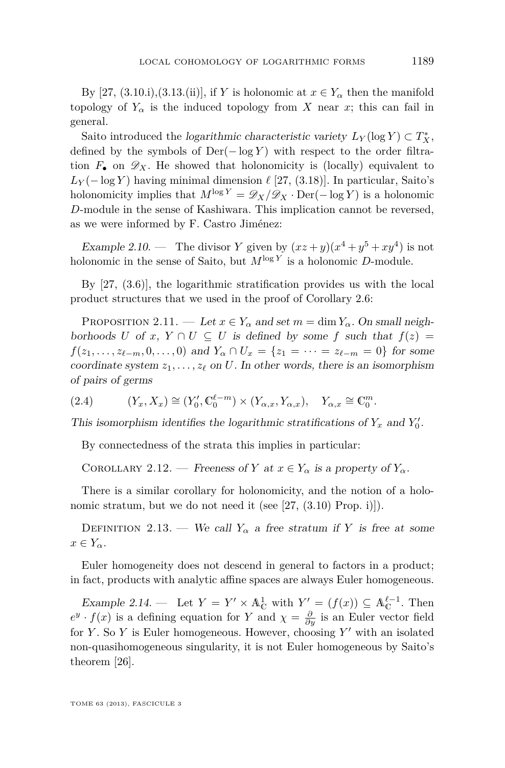By [27, (3.10.i),(3.13.(ii)], if $Y$ is holonomic at $x \in Y_\alpha$ then the manifold topology of $Y_\alpha$ is the induced topology from $X$ near $x$; this can fail in general.

Saito introduced the *logarithmic characteristic variety* $L_Y(\log Y) \subset T^*_X$, defined by the symbols of $\mathrm{Der}(-\log Y)$ with respect to the order filtration $F_\bullet$ on $\mathscr{D}_X$. He showed that holonomicity is (locally) equivalent to $L_Y(-\log Y)$ having minimal dimension $\ell$ [27, (3.18)]. In particular, Saito's holonomicity implies that $M^{\log Y} = \mathscr{D}_X/\mathscr{D}_X \cdot \mathrm{Der}(-\log Y)$ is a holonomic $D$-module in the sense of Kashiwara. This implication cannot be reversed, as we were informed by F. Castro Jiménez:

*Example 2.10.* — The divisor $Y$ given by $(xz+y)(x^4+y^5+xy^4)$ is not holonomic in the sense of Saito, but $M^{\log Y}$ is a holonomic $D$-module.

By [27, (3.6)], the logarithmic stratification provides us with the local product structures that we used in the proof of Corollary 2.6:

Proposition 2.11. — *Let $x \in Y_\alpha$ and set $m = \dim Y_\alpha$. On small neighborhoods $U$ of $x$, $Y \cap U \subseteq U$ is defined by some $f$ such that $f(z) = f(z_1, \dots, z_{\ell-m}, 0, \dots, 0)$ and $Y_\alpha \cap U_x = \{z_1 = \dots = z_{\ell-m} = 0\}$ for some coordinate system $z_1, \dots, z_\ell$ on $U$. In other words, there is an isomorphism of pairs of germs*

$$(Y_x, X_x) \cong (Y'_0, \mathbb{C}^{\ell-m}_0) \times (Y_{\alpha,x}, Y_{\alpha,x}), \quad Y_{\alpha,x} \cong \mathbb{C}^m_0. \tag{2.4}$$

*This isomorphism identifies the logarithmic stratifications of $Y_x$ and $Y'_0$.*

By connectedness of the strata this implies in particular:

Corollary 2.12. — *Freeness of $Y$ at $x \in Y_\alpha$ is a property of $Y_\alpha$.*

There is a similar corollary for holonomicity, and the notion of a holonomic stratum, but we do not need it (see [27, (3.10) Prop. i)]).

Definition 2.13. — *We call $Y_\alpha$ a free stratum if $Y$ is free at some $x \in Y_\alpha$.*

Euler homogeneity does not descend in general to factors in a product; in fact, products with analytic affine spaces are always Euler homogeneous.

*Example 2.14.* — Let $Y = Y' \times \mathbb{A}^1_\mathbb{C}$ with $Y' = (f(x)) \subseteq \mathbb{A}^{\ell-1}_\mathbb{C}$. Then $e^y \cdot f(x)$ is a defining equation for $Y$ and $\chi = \frac{\partial}{\partial y}$ is an Euler vector field for $Y$. So $Y$ is Euler homogeneous. However, choosing $Y'$ with an isolated non-quasihomogeneous singularity, it is not Euler homogeneous by Saito's theorem [26].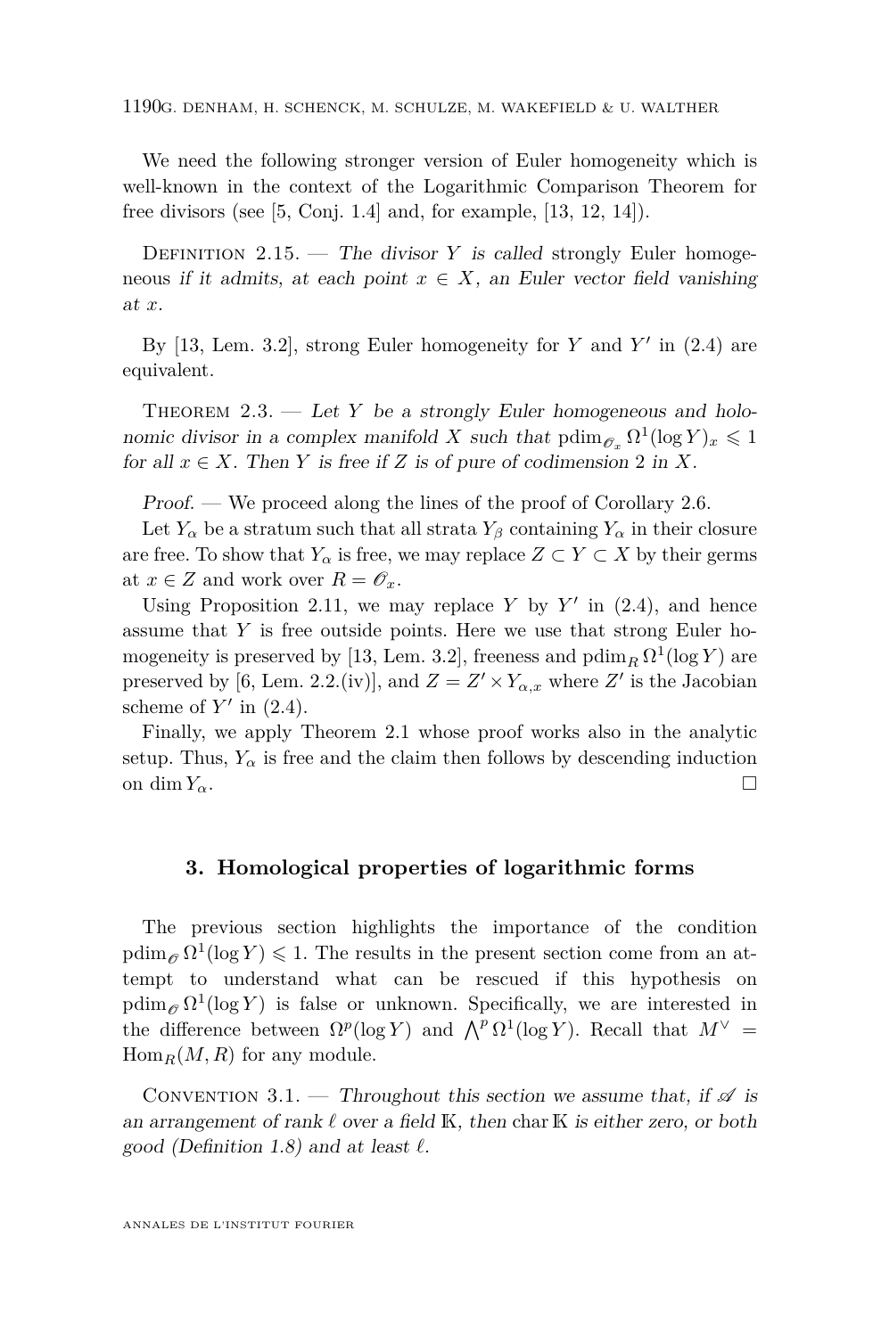We need the following stronger version of Euler homogeneity which is well-known in the context of the Logarithmic Comparison Theorem for free divisors (see [5, Conj. 1.4] and, for example, [13, 12, 14]).

Definition 2.15. — *The divisor $Y$ is called* strongly Euler homogeneous *if it admits, at each point $x \in X$, an Euler vector field vanishing at $x$.*

By [13, Lem. 3.2], strong Euler homogeneity for $Y$ and $Y'$ in (2.4) are equivalent.

Theorem 2.3. — *Let $Y$ be a strongly Euler homogeneous and holonomic divisor in a complex manifold $X$ such that $\operatorname{pdim}_{\mathscr{O}_x} \Omega^1(\log Y)_x \leqslant 1$ for all $x \in X$. Then $Y$ is free if $Z$ is of pure of codimension 2 in $X$.*

*Proof.* — We proceed along the lines of the proof of Corollary 2.6.

Let $Y_\alpha$ be a stratum such that all strata $Y_\beta$ containing $Y_\alpha$ in their closure are free. To show that $Y_\alpha$ is free, we may replace $Z \subset Y \subset X$ by their germs at $x \in Z$ and work over $R = \mathscr{O}_x$.

Using Proposition 2.11, we may replace $Y$ by $Y'$ in (2.4), and hence assume that $Y$ is free outside points. Here we use that strong Euler homogeneity is preserved by [13, Lem. 3.2], freeness and $\operatorname{pdim}_R \Omega^1(\log Y)$ are preserved by [6, Lem. 2.2.(iv)], and $Z = Z' \times Y_{\alpha,x}$ where $Z'$ is the Jacobian scheme of $Y'$ in (2.4).

Finally, we apply Theorem 2.1 whose proof works also in the analytic setup. Thus, $Y_\alpha$ is free and the claim then follows by descending induction on $\dim Y_\alpha$. $\square$

## 3. Homological properties of logarithmic forms

The previous section highlights the importance of the condition $\operatorname{pdim}_{\mathscr{O}} \Omega^1(\log Y) \leqslant 1$. The results in the present section come from an attempt to understand what can be rescued if this hypothesis on $\operatorname{pdim}_{\mathscr{O}} \Omega^1(\log Y)$ is false or unknown. Specifically, we are interested in the difference between $\Omega^p(\log Y)$ and $\bigwedge^p \Omega^1(\log Y)$. Recall that $M^\vee = \operatorname{Hom}_R(M, R)$ for any module.

Convention 3.1. — *Throughout this section we assume that, if $\mathscr{A}$ is an arrangement of rank $\ell$ over a field $\mathbb{K}$, then $\operatorname{char} \mathbb{K}$ is either zero, or both good (Definition 1.8) and at least $\ell$.*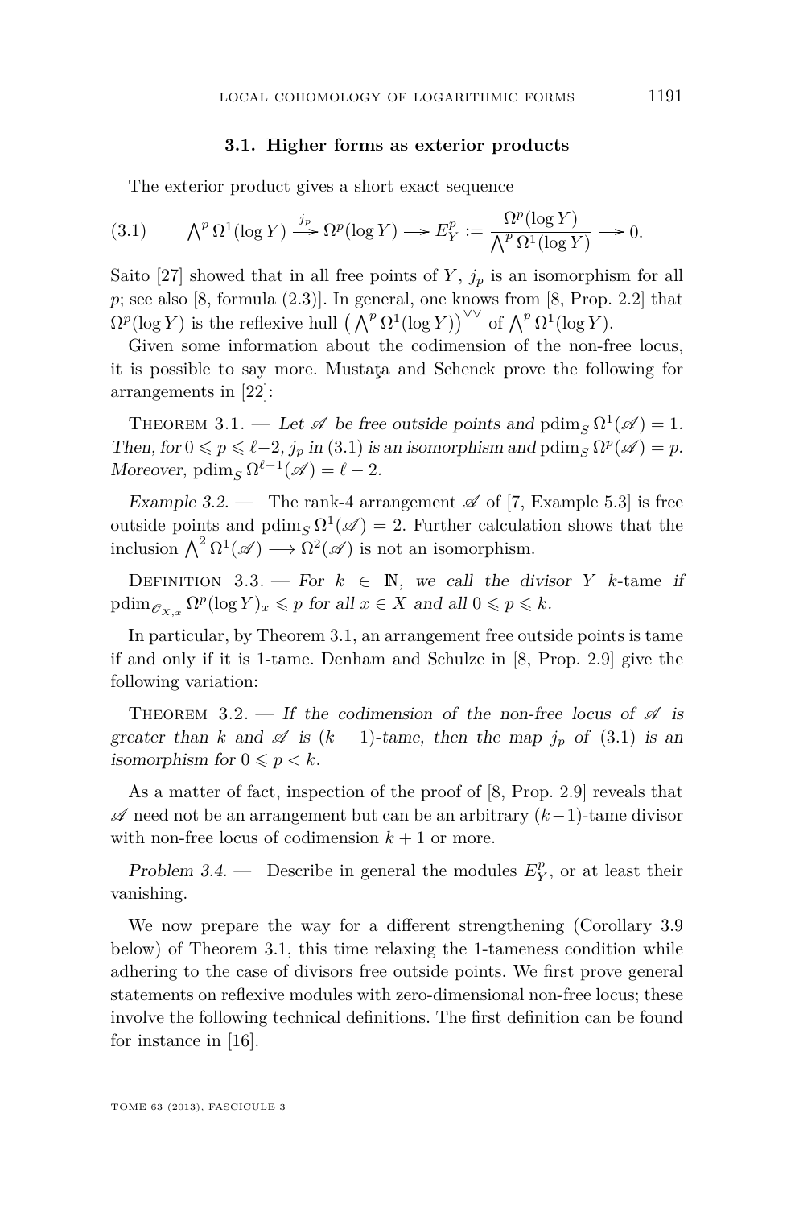### 3.1. Higher forms as exterior products

The exterior product gives a short exact sequence

$$\bigwedge^p \Omega^1(\log Y) \xrightarrow{j_p} \Omega^p(\log Y) \longrightarrow E_Y^p := \frac{\Omega^p(\log Y)}{\bigwedge^p \Omega^1(\log Y)} \longrightarrow 0. \tag{3.1}$$

Saito [27] showed that in all free points of $Y$, $j_p$ is an isomorphism for all $p$; see also [8, formula (2.3)]. In general, one knows from [8, Prop. 2.2] that $\Omega^p(\log Y)$ is the reflexive hull $\left(\bigwedge^p \Omega^1(\log Y)\right)^{\vee\vee}$ of $\bigwedge^p \Omega^1(\log Y)$.

Given some information about the codimension of the non-free locus, it is possible to say more. Mustaţa and Schenck prove the following for arrangements in [22]:

Theorem 3.1. — *Let $\mathscr{A}$ be free outside points and* $\operatorname{pdim}_S \Omega^1(\mathscr{A}) = 1$. *Then, for* $0 \leqslant p \leqslant \ell - 2$, $j_p$ *in* (3.1) *is an isomorphism and* $\operatorname{pdim}_S \Omega^p(\mathscr{A}) = p$. *Moreover,* $\operatorname{pdim}_S \Omega^{\ell-1}(\mathscr{A}) = \ell - 2$.

*Example 3.2.* — The rank-4 arrangement $\mathscr{A}$ of [7, Example 5.3] is free outside points and $\operatorname{pdim}_S \Omega^1(\mathscr{A}) = 2$. Further calculation shows that the inclusion $\bigwedge^2 \Omega^1(\mathscr{A}) \longrightarrow \Omega^2(\mathscr{A})$ is not an isomorphism.

Definition 3.3. — *For $k \in \mathbb{N}$, we call the divisor $Y$* $k$-tame *if* $\operatorname{pdim}_{\mathscr{O}_{X,x}} \Omega^p(\log Y)_x \leqslant p$ *for all $x \in X$ and all $0 \leqslant p \leqslant k$.*

In particular, by Theorem 3.1, an arrangement free outside points is tame if and only if it is 1-tame. Denham and Schulze in [8, Prop. 2.9] give the following variation:

Theorem 3.2. — *If the codimension of the non-free locus of $\mathscr{A}$ is greater than $k$ and $\mathscr{A}$ is $(k-1)$-tame, then the map $j_p$ of* (3.1) *is an isomorphism for $0 \leqslant p < k$.*

As a matter of fact, inspection of the proof of [8, Prop. 2.9] reveals that $\mathscr{A}$ need not be an arrangement but can be an arbitrary $(k-1)$-tame divisor with non-free locus of codimension $k+1$ or more.

*Problem 3.4.* — Describe in general the modules $E_Y^p$, or at least their vanishing.

We now prepare the way for a different strengthening (Corollary 3.9 below) of Theorem 3.1, this time relaxing the 1-tameness condition while adhering to the case of divisors free outside points. We first prove general statements on reflexive modules with zero-dimensional non-free locus; these involve the following technical definitions. The first definition can be found for instance in [16].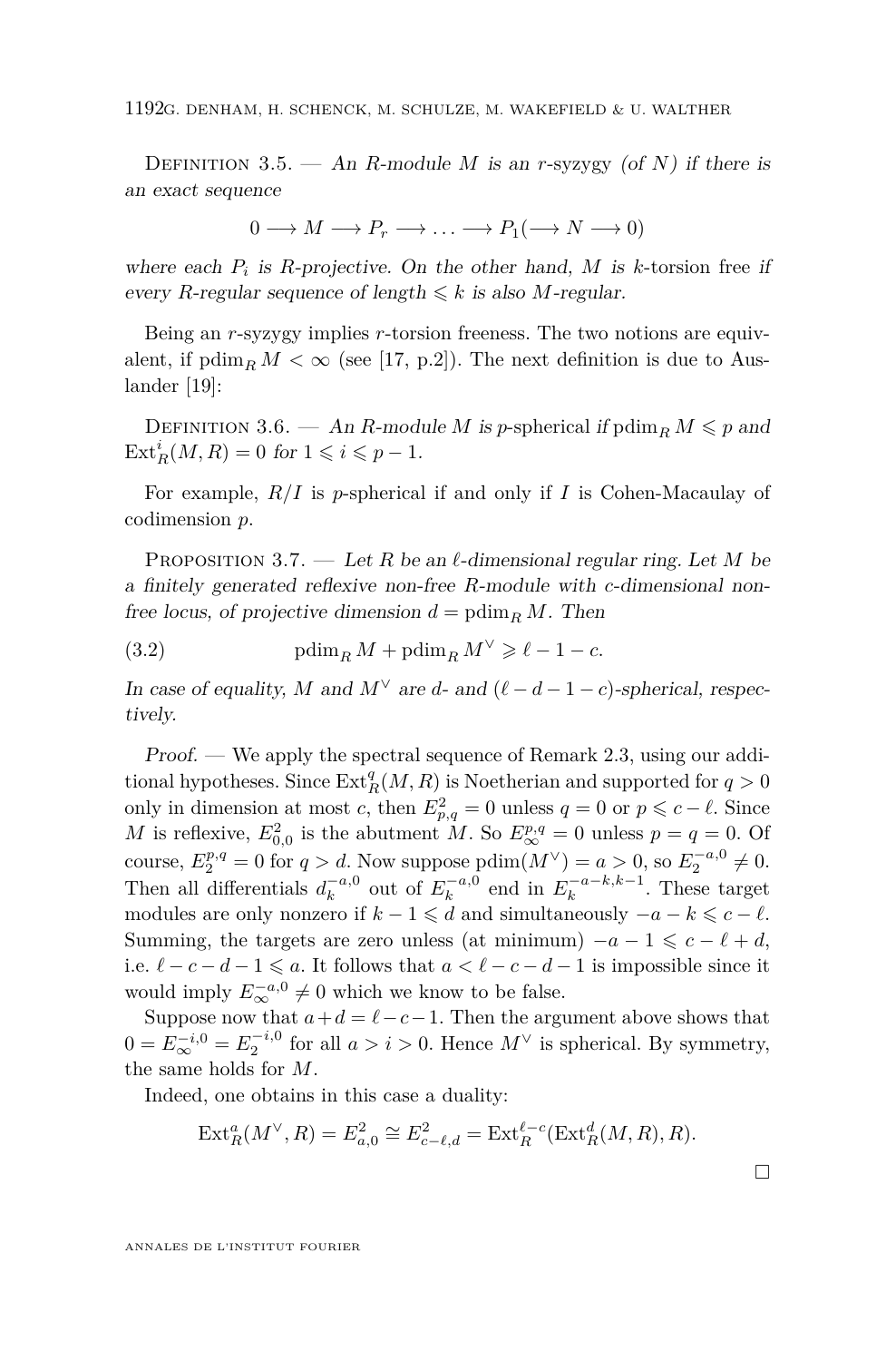Definition 3.5. — *An $R$-module $M$ is an* $r$-syzygy *(of $N$) if there is an exact sequence*

$$0 \longrightarrow M \longrightarrow P_r \longrightarrow \ldots \longrightarrow P_1 (\longrightarrow N \longrightarrow 0)$$

*where each $P_i$ is $R$-projective. On the other hand, $M$ is* $k$-torsion free *if every $R$-regular sequence of length $\leqslant k$ is also $M$-regular.*

Being an $r$-syzygy implies $r$-torsion freeness. The two notions are equivalent, if $\operatorname{pdim}_R M < \infty$ (see [17, p.2]). The next definition is due to Auslander [19]:

Definition 3.6. — *An $R$-module $M$ is* $p$-spherical *if $\operatorname{pdim}_R M \leqslant p$ and $\operatorname{Ext}^i_R(M, R) = 0$ for $1 \leqslant i \leqslant p-1$.*

For example, $R/I$ is $p$-spherical if and only if $I$ is Cohen-Macaulay of codimension $p$.

Proposition 3.7. — *Let $R$ be an $\ell$-dimensional regular ring. Let $M$ be a finitely generated reflexive non-free $R$-module with $c$-dimensional non-free locus, of projective dimension $d = \operatorname{pdim}_R M$. Then*

$$\operatorname{pdim}_R M + \operatorname{pdim}_R M^\vee \geqslant \ell - 1 - c. \tag{3.2}$$

*In case of equality, $M$ and $M^\vee$ are $d$- and $(\ell - d - 1 - c)$-spherical, respectively.*

*Proof.* — We apply the spectral sequence of Remark 2.3, using our additional hypotheses. Since $\operatorname{Ext}^q_R(M, R)$ is Noetherian and supported for $q > 0$ only in dimension at most $c$, then $E^2_{p,q} = 0$ unless $q = 0$ or $p \leqslant c - \ell$. Since $M$ is reflexive, $E^2_{0,0}$ is the abutment $M$. So $E^{p,q}_\infty = 0$ unless $p = q = 0$. Of course, $E^{p,q}_2 = 0$ for $q > d$. Now suppose $\operatorname{pdim}(M^\vee) = a > 0$, so $E^{-a,0}_2 \neq 0$. Then all differentials $d^{-a,0}_k$ out of $E^{-a,0}_k$ end in $E^{-a-k,k-1}_k$. These target modules are only nonzero if $k - 1 \leqslant d$ and simultaneously $-a - k \leqslant c - \ell$. Summing, the targets are zero unless (at minimum) $-a - 1 \leqslant c - \ell + d$, i.e. $\ell - c - d - 1 \leqslant a$. It follows that $a < \ell - c - d - 1$ is impossible since it would imply $E^{-a,0}_\infty \neq 0$ which we know to be false.

Suppose now that $a + d = \ell - c - 1$. Then the argument above shows that $0 = E^{-i,0}_\infty = E^{-i,0}_2$ for all $a > i > 0$. Hence $M^\vee$ is spherical. By symmetry, the same holds for $M$.

Indeed, one obtains in this case a duality:

$$\operatorname{Ext}^a_R(M^\vee, R) = E^2_{a,0} \cong E^2_{c-\ell,d} = \operatorname{Ext}^{\ell-c}_R(\operatorname{Ext}^d_R(M, R), R).$$

□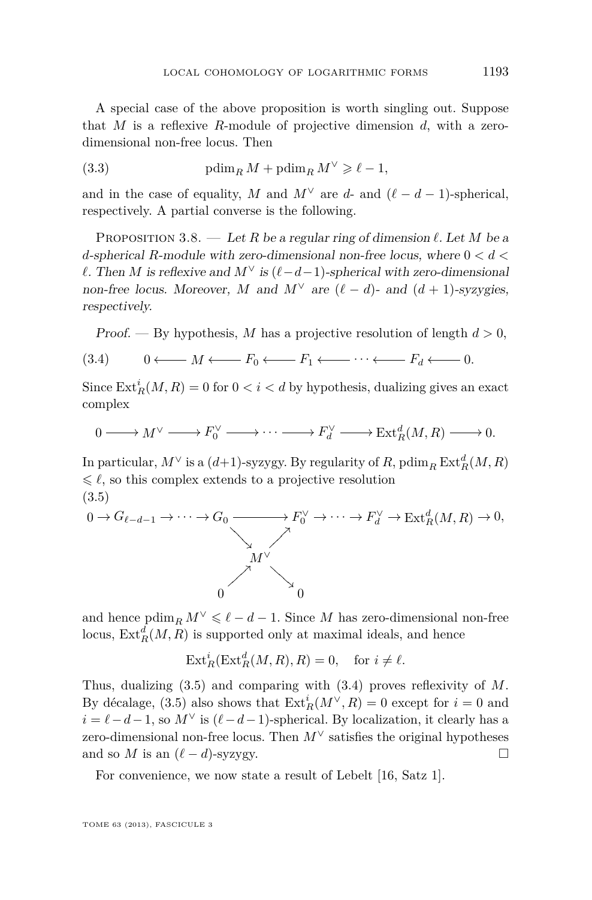A special case of the above proposition is worth singling out. Suppose that $M$ is a reflexive $R$-module of projective dimension $d$, with a zero-dimensional non-free locus. Then

$$\operatorname{pdim}_R M + \operatorname{pdim}_R M^\vee \geqslant \ell - 1, \tag{3.3}$$

and in the case of equality, $M$ and $M^\vee$ are $d$- and $(\ell - d - 1)$-spherical, respectively. A partial converse is the following.

Proposition 3.8. — *Let $R$ be a regular ring of dimension $\ell$. Let $M$ be a $d$-spherical $R$-module with zero-dimensional non-free locus, where $0 < d < \ell$. Then $M$ is reflexive and $M^\vee$ is $(\ell - d - 1)$-spherical with zero-dimensional non-free locus. Moreover, $M$ and $M^\vee$ are $(\ell - d)$- and $(d + 1)$-syzygies, respectively.*

*Proof.* — By hypothesis, $M$ has a projective resolution of length $d > 0$,

$$0 \longleftarrow M \longleftarrow F_0 \longleftarrow F_1 \longleftarrow \cdots \longleftarrow F_d \longleftarrow 0. \tag{3.4}$$

Since $\operatorname{Ext}^i_R(M, R) = 0$ for $0 < i < d$ by hypothesis, dualizing gives an exact complex

$$0 \longrightarrow M^\vee \longrightarrow F_0^\vee \longrightarrow \cdots \longrightarrow F_d^\vee \longrightarrow \operatorname{Ext}^d_R(M, R) \longrightarrow 0.$$

In particular, $M^\vee$ is a $(d+1)$-syzygy. By regularity of $R$, $\operatorname{pdim}_R \operatorname{Ext}^d_R(M, R) \leqslant \ell$, so this complex extends to a projective resolution

$$\begin{array}{c} 0 \to G_{\ell-d-1} \to \cdots \to G_0 \longrightarrow F_0^\vee \to \cdots \to F_d^\vee \to \operatorname{Ext}^d_R(M, R) \to 0, \\ G_0 \searrow M^\vee \nearrow F_0^\vee, \quad 0 \nearrow M^\vee \searrow 0 \end{array} \tag{3.5}$$

and hence $\operatorname{pdim}_R M^\vee \leqslant \ell - d - 1$. Since $M$ has zero-dimensional non-free locus, $\operatorname{Ext}^d_R(M, R)$ is supported only at maximal ideals, and hence

$$\operatorname{Ext}^i_R(\operatorname{Ext}^d_R(M, R), R) = 0, \quad \text{for } i \neq \ell.$$

Thus, dualizing (3.5) and comparing with (3.4) proves reflexivity of $M$. By décalage, (3.5) also shows that $\operatorname{Ext}^i_R(M^\vee, R) = 0$ except for $i = 0$ and $i = \ell - d - 1$, so $M^\vee$ is $(\ell - d - 1)$-spherical. By localization, it clearly has a zero-dimensional non-free locus. Then $M^\vee$ satisfies the original hypotheses and so $M$ is an $(\ell - d)$-syzygy. $\square$

For convenience, we now state a result of Lebelt [16, Satz 1].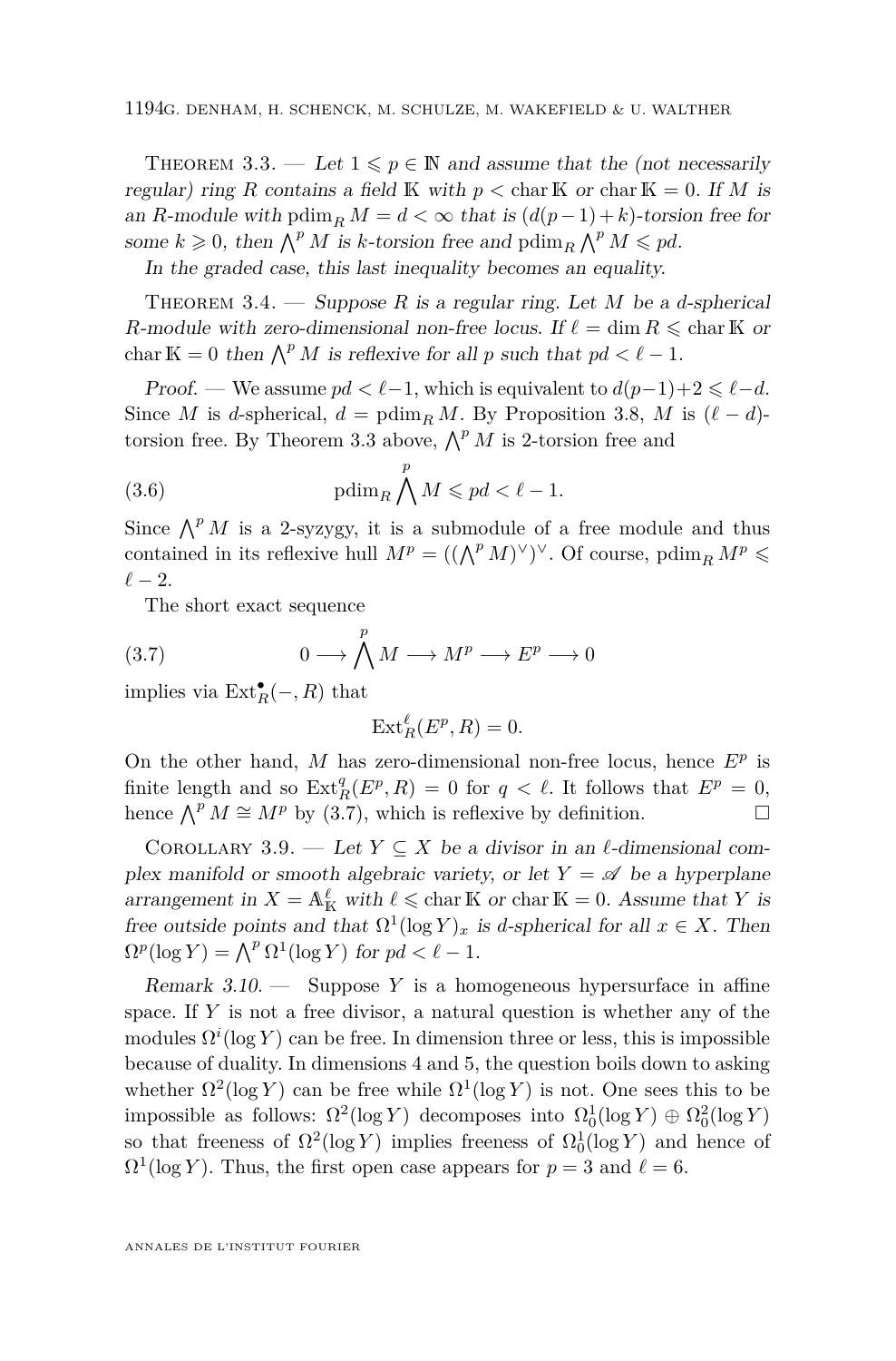Theorem 3.3. — *Let $1 \leqslant p \in \mathbb{N}$ and assume that the (not necessarily regular) ring $R$ contains a field $\mathbb{K}$ with $p < \operatorname{char} \mathbb{K}$ or $\operatorname{char} \mathbb{K} = 0$. If $M$ is an $R$-module with $\operatorname{pdim}_R M = d < \infty$ that is $(d(p-1)+k)$-torsion free for some $k \geqslant 0$, then $\bigwedge^p M$ is $k$-torsion free and $\operatorname{pdim}_R \bigwedge^p M \leqslant pd$.*

*In the graded case, this last inequality becomes an equality.*

Theorem 3.4. — *Suppose $R$ is a regular ring. Let $M$ be a $d$-spherical $R$-module with zero-dimensional non-free locus. If $\ell = \dim R \leqslant \operatorname{char} \mathbb{K}$ or $\operatorname{char} \mathbb{K} = 0$ then $\bigwedge^p M$ is reflexive for all $p$ such that $pd < \ell - 1$.*

*Proof.* — We assume $pd < \ell - 1$, which is equivalent to $d(p-1)+2 \leqslant \ell - d$. Since $M$ is $d$-spherical, $d = \operatorname{pdim}_R M$. By Proposition 3.8, $M$ is $(\ell - d)$-torsion free. By Theorem 3.3 above, $\bigwedge^p M$ is 2-torsion free and

$$\operatorname{pdim}_R \bigwedge^p M \leqslant pd < \ell - 1. \tag{3.6}$$

Since $\bigwedge^p M$ is a 2-syzygy, it is a submodule of a free module and thus contained in its reflexive hull $M^p = ((\bigwedge^p M)^\vee)^\vee$. Of course, $\operatorname{pdim}_R M^p \leqslant \ell - 2$.

The short exact sequence

$$0 \longrightarrow \bigwedge^p M \longrightarrow M^p \longrightarrow E^p \longrightarrow 0 \tag{3.7}$$

implies via $\operatorname{Ext}^\bullet_R(-, R)$ that

$$\operatorname{Ext}^\ell_R(E^p, R) = 0.$$

On the other hand, $M$ has zero-dimensional non-free locus, hence $E^p$ is finite length and so $\operatorname{Ext}^q_R(E^p, R) = 0$ for $q < \ell$. It follows that $E^p = 0$, hence $\bigwedge^p M \cong M^p$ by (3.7), which is reflexive by definition. $\square$

Corollary 3.9. — *Let $Y \subseteq X$ be a divisor in an $\ell$-dimensional complex manifold or smooth algebraic variety, or let $Y = \mathscr{A}$ be a hyperplane arrangement in $X = \mathbb{A}^\ell_{\mathbb{K}}$ with $\ell \leqslant \operatorname{char} \mathbb{K}$ or $\operatorname{char} \mathbb{K} = 0$. Assume that $Y$ is free outside points and that $\Omega^1(\log Y)_x$ is $d$-spherical for all $x \in X$. Then $\Omega^p(\log Y) = \bigwedge^p \Omega^1(\log Y)$ for $pd < \ell - 1$.*

*Remark 3.10.* — Suppose $Y$ is a homogeneous hypersurface in affine space. If $Y$ is not a free divisor, a natural question is whether any of the modules $\Omega^i(\log Y)$ can be free. In dimension three or less, this is impossible because of duality. In dimensions 4 and 5, the question boils down to asking whether $\Omega^2(\log Y)$ can be free while $\Omega^1(\log Y)$ is not. One sees this to be impossible as follows: $\Omega^2(\log Y)$ decomposes into $\Omega^1_0(\log Y) \oplus \Omega^2_0(\log Y)$ so that freeness of $\Omega^2(\log Y)$ implies freeness of $\Omega^1_0(\log Y)$ and hence of $\Omega^1(\log Y)$. Thus, the first open case appears for $p = 3$ and $\ell = 6$.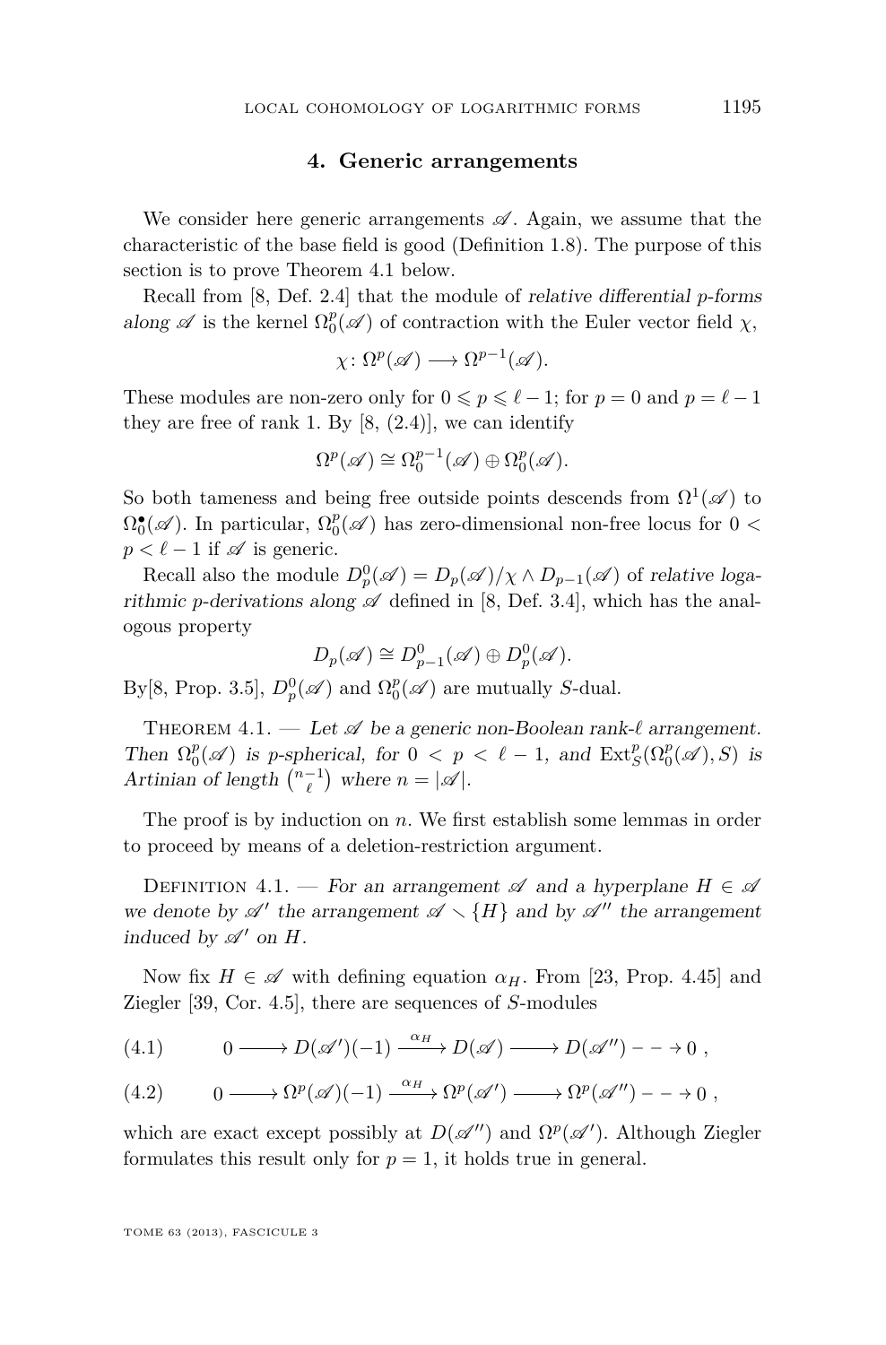## 4. Generic arrangements

We consider here generic arrangements $\mathscr{A}$. Again, we assume that the characteristic of the base field is good (Definition 1.8). The purpose of this section is to prove Theorem 4.1 below.

Recall from [8, Def. 2.4] that the module of *relative differential p-forms along* $\mathscr{A}$ is the kernel $\Omega_0^p(\mathscr{A})$ of contraction with the Euler vector field $\chi$,

$$\chi\colon \Omega^p(\mathscr{A}) \longrightarrow \Omega^{p-1}(\mathscr{A}).$$

These modules are non-zero only for $0 \leqslant p \leqslant \ell - 1$; for $p = 0$ and $p = \ell - 1$ they are free of rank 1. By [8, (2.4)], we can identify

$$\Omega^p(\mathscr{A}) \cong \Omega_0^{p-1}(\mathscr{A}) \oplus \Omega_0^p(\mathscr{A}).$$

So both tameness and being free outside points descends from $\Omega^1(\mathscr{A})$ to $\Omega_0^\bullet(\mathscr{A})$. In particular, $\Omega_0^p(\mathscr{A})$ has zero-dimensional non-free locus for $0 < p < \ell - 1$ if $\mathscr{A}$ is generic.

Recall also the module $D_p^0(\mathscr{A}) = D_p(\mathscr{A})/\chi \wedge D_{p-1}(\mathscr{A})$ of *relative logarithmic p-derivations along* $\mathscr{A}$ defined in [8, Def. 3.4], which has the analogous property

$$D_p(\mathscr{A}) \cong D_{p-1}^0(\mathscr{A}) \oplus D_p^0(\mathscr{A}).$$

By[8, Prop. 3.5], $D_p^0(\mathscr{A})$ and $\Omega_0^p(\mathscr{A})$ are mutually $S$-dual.

Theorem 4.1. — *Let $\mathscr{A}$ be a generic non-Boolean rank-$\ell$ arrangement. Then $\Omega_0^p(\mathscr{A})$ is p-spherical, for $0 < p < \ell - 1$, and $\operatorname{Ext}_S^p(\Omega_0^p(\mathscr{A}), S)$ is Artinian of length $\binom{n-1}{\ell}$ where $n = |\mathscr{A}|$.*

The proof is by induction on $n$. We first establish some lemmas in order to proceed by means of a deletion-restriction argument.

Definition 4.1. — *For an arrangement $\mathscr{A}$ and a hyperplane $H \in \mathscr{A}$ we denote by $\mathscr{A}'$ the arrangement $\mathscr{A} \smallsetminus \{H\}$ and by $\mathscr{A}''$ the arrangement induced by $\mathscr{A}'$ on $H$.*

Now fix $H \in \mathscr{A}$ with defining equation $\alpha_H$. From [23, Prop. 4.45] and Ziegler [39, Cor. 4.5], there are sequences of $S$-modules

$$0 \longrightarrow D(\mathscr{A}')(-1) \xrightarrow{\alpha_H} D(\mathscr{A}) \longrightarrow D(\mathscr{A}'') \dashrightarrow 0\ , \tag{4.1}$$

$$0 \longrightarrow \Omega^p(\mathscr{A})(-1) \xrightarrow{\alpha_H} \Omega^p(\mathscr{A}') \longrightarrow \Omega^p(\mathscr{A}'') \dashrightarrow 0\ , \tag{4.2}$$

which are exact except possibly at $D(\mathscr{A}'')$ and $\Omega^p(\mathscr{A}')$. Although Ziegler formulates this result only for $p = 1$, it holds true in general.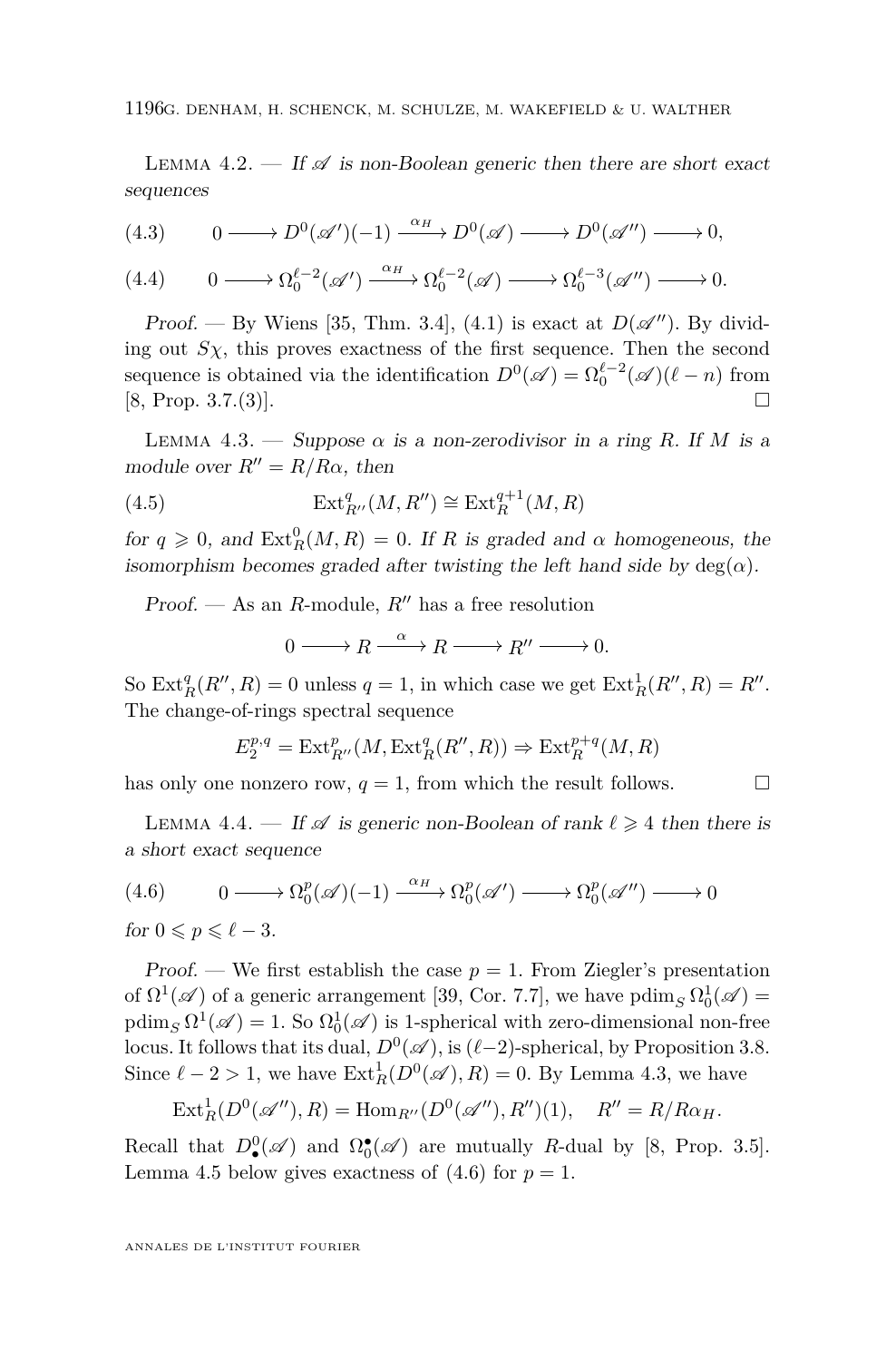Lemma 4.2. — *If $\mathscr{A}$ is non-Boolean generic then there are short exact sequences*

$$0 \longrightarrow D^0(\mathscr{A}')(-1) \xrightarrow{\alpha_H} D^0(\mathscr{A}) \longrightarrow D^0(\mathscr{A}'') \longrightarrow 0, \tag{4.3}$$

$$0 \longrightarrow \Omega_0^{\ell-2}(\mathscr{A}') \xrightarrow{\alpha_H} \Omega_0^{\ell-2}(\mathscr{A}) \longrightarrow \Omega_0^{\ell-3}(\mathscr{A}'') \longrightarrow 0. \tag{4.4}$$

*Proof.* — By Wiens [35, Thm. 3.4], (4.1) is exact at $D(\mathscr{A}'')$. By dividing out $S\chi$, this proves exactness of the first sequence. Then the second sequence is obtained via the identification $D^0(\mathscr{A}) = \Omega_0^{\ell-2}(\mathscr{A})(\ell - n)$ from [8, Prop. 3.7.(3)]. □

Lemma 4.3. — *Suppose $\alpha$ is a non-zerodivisor in a ring $R$. If $M$ is a module over $R'' = R/R\alpha$, then*

$$\operatorname{Ext}^q_{R''}(M, R'') \cong \operatorname{Ext}^{q+1}_R(M, R) \tag{4.5}$$

*for $q \geqslant 0$, and $\operatorname{Ext}^0_R(M, R) = 0$. If $R$ is graded and $\alpha$ homogeneous, the isomorphism becomes graded after twisting the left hand side by $\deg(\alpha)$.*

*Proof.* — As an $R$-module, $R''$ has a free resolution

$$0 \longrightarrow R \xrightarrow{\alpha} R \longrightarrow R'' \longrightarrow 0.$$

So $\operatorname{Ext}^q_R(R'', R) = 0$ unless $q = 1$, in which case we get $\operatorname{Ext}^1_R(R'', R) = R''$. The change-of-rings spectral sequence

$$E_2^{p,q} = \operatorname{Ext}^p_{R''}(M, \operatorname{Ext}^q_R(R'', R)) \Rightarrow \operatorname{Ext}^{p+q}_R(M, R)$$

has only one nonzero row, $q = 1$, from which the result follows. □

Lemma 4.4. — *If $\mathscr{A}$ is generic non-Boolean of rank $\ell \geqslant 4$ then there is a short exact sequence*

$$0 \longrightarrow \Omega_0^p(\mathscr{A})(-1) \xrightarrow{\alpha_H} \Omega_0^p(\mathscr{A}') \longrightarrow \Omega_0^p(\mathscr{A}'') \longrightarrow 0 \tag{4.6}$$

*for $0 \leqslant p \leqslant \ell - 3$.*

*Proof.* — We first establish the case $p = 1$. From Ziegler's presentation of $\Omega^1(\mathscr{A})$ of a generic arrangement [39, Cor. 7.7], we have $\operatorname{pdim}_S \Omega_0^1(\mathscr{A}) = \operatorname{pdim}_S \Omega^1(\mathscr{A}) = 1$. So $\Omega_0^1(\mathscr{A})$ is 1-spherical with zero-dimensional non-free locus. It follows that its dual, $D^0(\mathscr{A})$, is $(\ell-2)$-spherical, by Proposition 3.8. Since $\ell - 2 > 1$, we have $\operatorname{Ext}^1_R(D^0(\mathscr{A}), R) = 0$. By Lemma 4.3, we have

$$\operatorname{Ext}^1_R(D^0(\mathscr{A}''), R) = \operatorname{Hom}_{R''}(D^0(\mathscr{A}''), R'')(1), \quad R'' = R/R\alpha_H.$$

Recall that $D^0_\bullet(\mathscr{A})$ and $\Omega^\bullet_0(\mathscr{A})$ are mutually $R$-dual by [8, Prop. 3.5]. Lemma 4.5 below gives exactness of (4.6) for $p = 1$.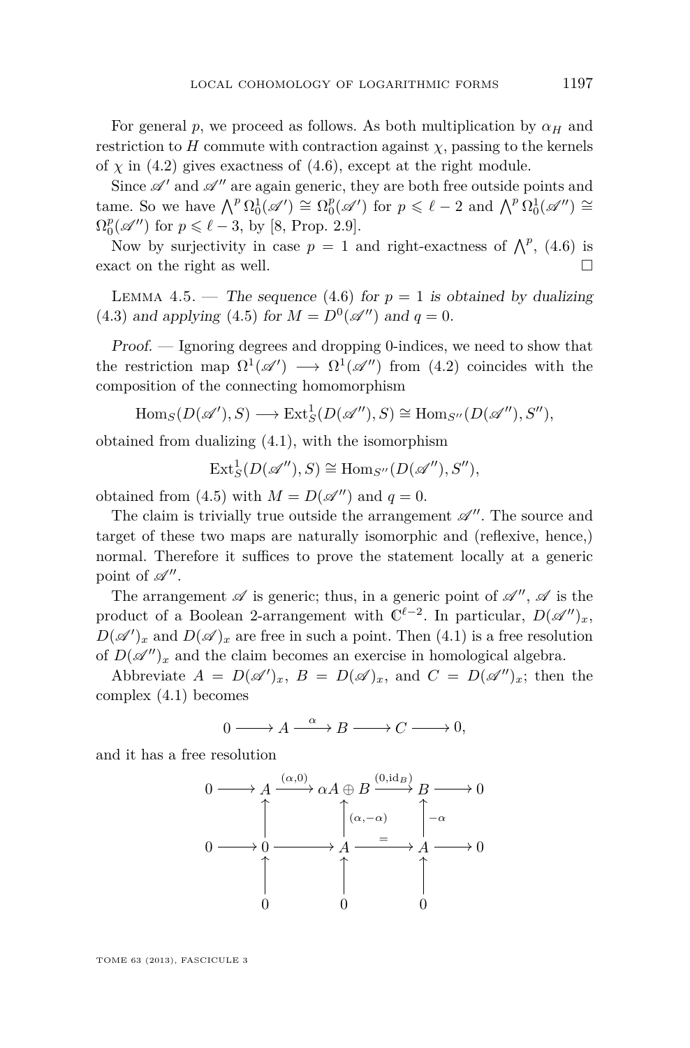For general $p$, we proceed as follows. As both multiplication by $\alpha_H$ and restriction to $H$ commute with contraction against $\chi$, passing to the kernels of $\chi$ in (4.2) gives exactness of (4.6), except at the right module.

Since $\mathscr{A}'$ and $\mathscr{A}''$ are again generic, they are both free outside points and tame. So we have $\bigwedge^p \Omega^1_0(\mathscr{A}') \cong \Omega^p_0(\mathscr{A}')$ for $p \leqslant \ell - 2$ and $\bigwedge^p \Omega^1_0(\mathscr{A}'') \cong \Omega^p_0(\mathscr{A}'')$ for $p \leqslant \ell - 3$, by [8, Prop. 2.9].

Now by surjectivity in case $p = 1$ and right-exactness of $\bigwedge^p$, (4.6) is exact on the right as well. $\square$

Lemma 4.5. — *The sequence* (4.6) *for* $p = 1$ *is obtained by dualizing* (4.3) *and applying* (4.5) *for* $M = D^0(\mathscr{A}'')$ *and* $q = 0$.

*Proof*. — Ignoring degrees and dropping 0-indices, we need to show that the restriction map $\Omega^1(\mathscr{A}') \longrightarrow \Omega^1(\mathscr{A}'')$ from (4.2) coincides with the composition of the connecting homomorphism

$$\operatorname{Hom}_S(D(\mathscr{A}'), S) \longrightarrow \operatorname{Ext}^1_S(D(\mathscr{A}''), S) \cong \operatorname{Hom}_{S''}(D(\mathscr{A}''), S''),$$

obtained from dualizing (4.1), with the isomorphism

$$\operatorname{Ext}^1_S(D(\mathscr{A}''), S) \cong \operatorname{Hom}_{S''}(D(\mathscr{A}''), S''),$$

obtained from (4.5) with $M = D(\mathscr{A}'')$ and $q = 0$.

The claim is trivially true outside the arrangement $\mathscr{A}''$. The source and target of these two maps are naturally isomorphic and (reflexive, hence,) normal. Therefore it suffices to prove the statement locally at a generic point of $\mathscr{A}''$.

The arrangement $\mathscr{A}$ is generic; thus, in a generic point of $\mathscr{A}''$, $\mathscr{A}$ is the product of a Boolean 2-arrangement with $\mathbb{C}^{\ell-2}$. In particular, $D(\mathscr{A}'')_x$, $D(\mathscr{A}')_x$ and $D(\mathscr{A})_x$ are free in such a point. Then (4.1) is a free resolution of $D(\mathscr{A}'')_x$ and the claim becomes an exercise in homological algebra.

Abbreviate $A = D(\mathscr{A}')_x$, $B = D(\mathscr{A})_x$, and $C = D(\mathscr{A}'')_x$; then the complex (4.1) becomes

$$0 \longrightarrow A \xrightarrow{\alpha} B \longrightarrow C \longrightarrow 0,$$

and it has a free resolution

$$\begin{array}{ccccccccc}
0 & \longrightarrow & A & \xrightarrow{(\alpha,0)} & \alpha A \oplus B & \xrightarrow{(0,\mathrm{id}_B)} & B & \longrightarrow & 0 \\
 & & \uparrow & & \uparrow{\scriptstyle (\alpha,-\alpha)} & & \uparrow{\scriptstyle -\alpha} & & \\
0 & \longrightarrow & 0 & \longrightarrow & A & \xrightarrow{=} & A & \longrightarrow & 0 \\
 & & \uparrow & & \uparrow & & \uparrow & & \\
 & & 0 & & 0 & & 0 & &
\end{array}$$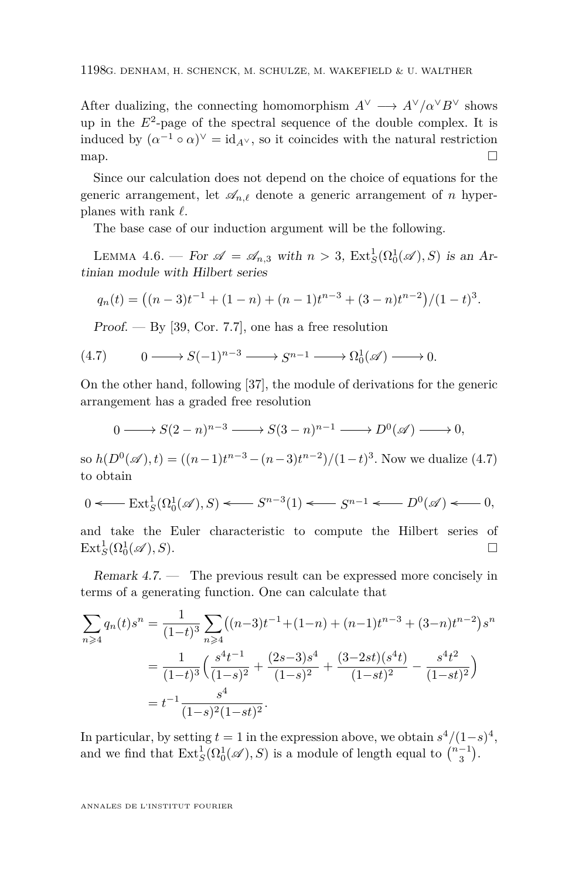After dualizing, the connecting homomorphism $A^\vee \longrightarrow A^\vee/\alpha^\vee B^\vee$ shows up in the $E^2$-page of the spectral sequence of the double complex. It is induced by $(\alpha^{-1}\circ\alpha)^\vee = \mathrm{id}_{A^\vee}$, so it coincides with the natural restriction map. □

Since our calculation does not depend on the choice of equations for the generic arrangement, let $\mathscr{A}_{n,\ell}$ denote a generic arrangement of $n$ hyperplanes with rank $\ell$.

The base case of our induction argument will be the following.

Lemma 4.6. — *For $\mathscr{A} = \mathscr{A}_{n,3}$ with $n > 3$, $\operatorname{Ext}^1_S(\Omega^1_0(\mathscr{A}), S)$ is an Artinian module with Hilbert series*

$$q_n(t) = \big((n-3)t^{-1} + (1-n) + (n-1)t^{n-3} + (3-n)t^{n-2}\big)/(1-t)^3.$$

*Proof.* — By [39, Cor. 7.7], one has a free resolution

$$0 \longrightarrow S(-1)^{n-3} \longrightarrow S^{n-1} \longrightarrow \Omega^1_0(\mathscr{A}) \longrightarrow 0. \tag{4.7}$$

On the other hand, following [37], the module of derivations for the generic arrangement has a graded free resolution

$$0 \longrightarrow S(2-n)^{n-3} \longrightarrow S(3-n)^{n-1} \longrightarrow D^0(\mathscr{A}) \longrightarrow 0,$$

so $h(D^0(\mathscr{A}),t) = ((n-1)t^{n-3} - (n-3)t^{n-2})/(1-t)^3$. Now we dualize (4.7) to obtain

$$0 \longleftarrow \operatorname{Ext}^1_S(\Omega^1_0(\mathscr{A}), S) \longleftarrow S^{n-3}(1) \longleftarrow S^{n-1} \longleftarrow D^0(\mathscr{A}) \longleftarrow 0,$$

and take the Euler characteristic to compute the Hilbert series of $\operatorname{Ext}^1_S(\Omega^1_0(\mathscr{A}), S)$. □

*Remark 4.7.* — The previous result can be expressed more concisely in terms of a generating function. One can calculate that

$$\begin{aligned}
\sum_{n\geqslant 4} q_n(t)s^n &= \frac{1}{(1-t)^3}\sum_{n\geqslant 4}\big((n-3)t^{-1} + (1-n) + (n-1)t^{n-3} + (3-n)t^{n-2}\big)s^n \\
&= \frac{1}{(1-t)^3}\Big(\frac{s^4t^{-1}}{(1-s)^2} + \frac{(2s-3)s^4}{(1-s)^2} + \frac{(3-2st)(s^4t)}{(1-st)^2} - \frac{s^4t^2}{(1-st)^2}\Big) \\
&= t^{-1}\frac{s^4}{(1-s)^2(1-st)^2}.
\end{aligned}$$

In particular, by setting $t=1$ in the expression above, we obtain $s^4/(1-s)^4$, and we find that $\operatorname{Ext}^1_S(\Omega^1_0(\mathscr{A}), S)$ is a module of length equal to $\binom{n-1}{3}$.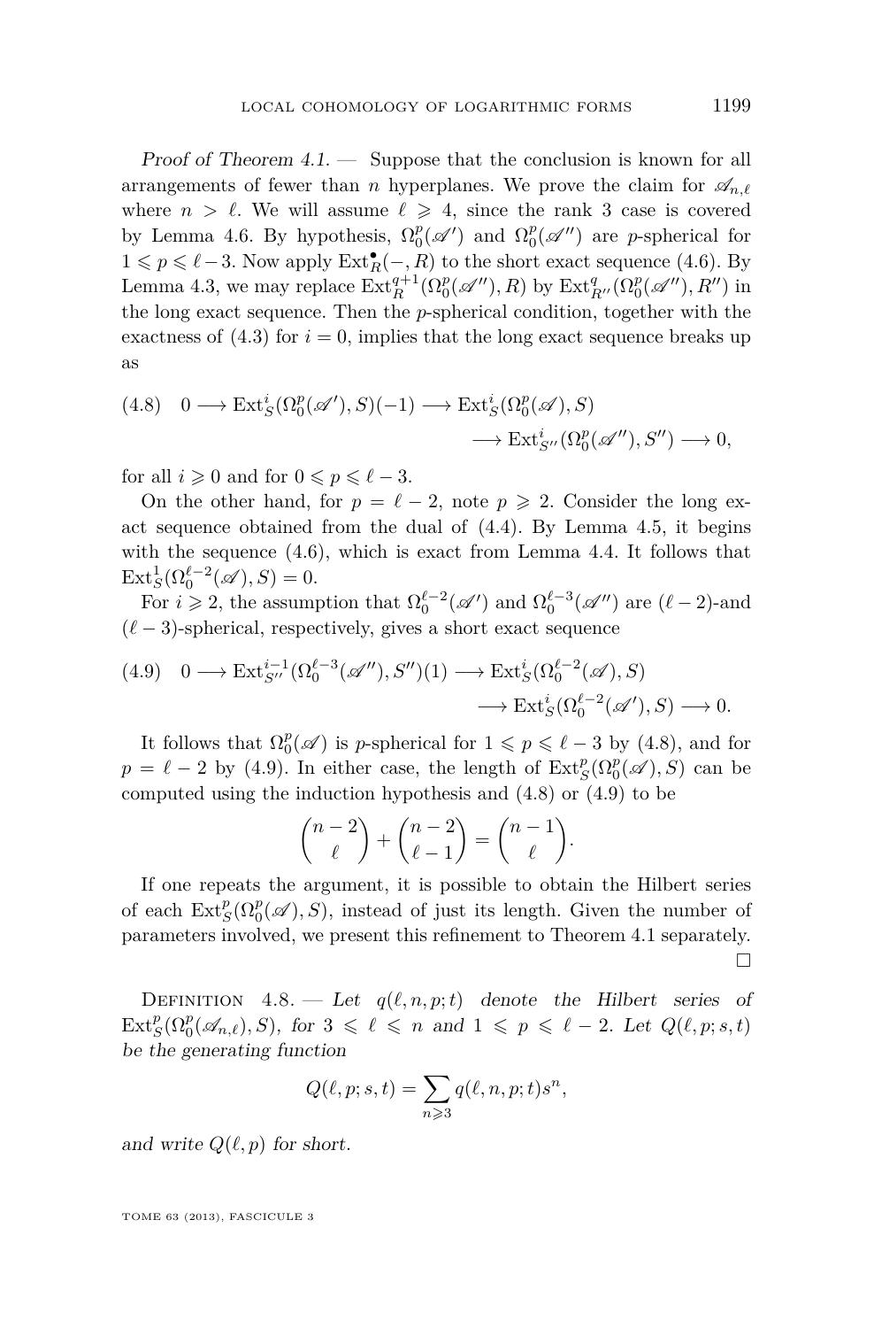*Proof of Theorem 4.1.* — Suppose that the conclusion is known for all arrangements of fewer than $n$ hyperplanes. We prove the claim for $\mathscr{A}_{n,\ell}$ where $n > \ell$. We will assume $\ell \geqslant 4$, since the rank 3 case is covered by Lemma 4.6. By hypothesis, $\Omega^p_0(\mathscr{A}')$ and $\Omega^p_0(\mathscr{A}'')$ are $p$-spherical for $1 \leqslant p \leqslant \ell - 3$. Now apply $\operatorname{Ext}^\bullet_R(-,R)$ to the short exact sequence (4.6). By Lemma 4.3, we may replace $\operatorname{Ext}^{q+1}_R(\Omega^p_0(\mathscr{A}''),R)$ by $\operatorname{Ext}^q_{R''}(\Omega^p_0(\mathscr{A}''),R'')$ in the long exact sequence. Then the $p$-spherical condition, together with the exactness of (4.3) for $i=0$, implies that the long exact sequence breaks up as

$$(4.8)\quad 0 \longrightarrow \operatorname{Ext}^i_S(\Omega^p_0(\mathscr{A}'),S)(-1) \longrightarrow \operatorname{Ext}^i_S(\Omega^p_0(\mathscr{A}),S) \longrightarrow \operatorname{Ext}^i_{S''}(\Omega^p_0(\mathscr{A}''),S'') \longrightarrow 0,$$

for all $i \geqslant 0$ and for $0 \leqslant p \leqslant \ell - 3$.

On the other hand, for $p = \ell - 2$, note $p \geqslant 2$. Consider the long exact sequence obtained from the dual of (4.4). By Lemma 4.5, it begins with the sequence (4.6), which is exact from Lemma 4.4. It follows that $\operatorname{Ext}^1_S(\Omega^{\ell-2}_0(\mathscr{A}),S) = 0$.

For $i \geqslant 2$, the assumption that $\Omega^{\ell-2}_0(\mathscr{A}')$ and $\Omega^{\ell-3}_0(\mathscr{A}'')$ are $(\ell-2)$-and $(\ell-3)$-spherical, respectively, gives a short exact sequence

$$(4.9)\quad 0 \longrightarrow \operatorname{Ext}^{i-1}_{S''}(\Omega^{\ell-3}_0(\mathscr{A}''),S'')(1) \longrightarrow \operatorname{Ext}^i_S(\Omega^{\ell-2}_0(\mathscr{A}),S) \longrightarrow \operatorname{Ext}^i_S(\Omega^{\ell-2}_0(\mathscr{A}'),S) \longrightarrow 0.$$

It follows that $\Omega^p_0(\mathscr{A})$ is $p$-spherical for $1 \leqslant p \leqslant \ell - 3$ by (4.8), and for $p = \ell - 2$ by (4.9). In either case, the length of $\operatorname{Ext}^p_S(\Omega^p_0(\mathscr{A}),S)$ can be computed using the induction hypothesis and (4.8) or (4.9) to be

$$\binom{n-2}{\ell} + \binom{n-2}{\ell-1} = \binom{n-1}{\ell}.$$

If one repeats the argument, it is possible to obtain the Hilbert series of each $\operatorname{Ext}^p_S(\Omega^p_0(\mathscr{A}),S)$, instead of just its length. Given the number of parameters involved, we present this refinement to Theorem 4.1 separately. □

Definition 4.8. — *Let $q(\ell,n,p;t)$ denote the Hilbert series of $\operatorname{Ext}^p_S(\Omega^p_0(\mathscr{A}_{n,\ell}),S)$, for $3 \leqslant \ell \leqslant n$ and $1 \leqslant p \leqslant \ell - 2$. Let $Q(\ell,p;s,t)$ be the generating function*

$$Q(\ell,p;s,t) = \sum_{n \geqslant 3} q(\ell,n,p;t)s^n,$$

*and write $Q(\ell,p)$ for short.*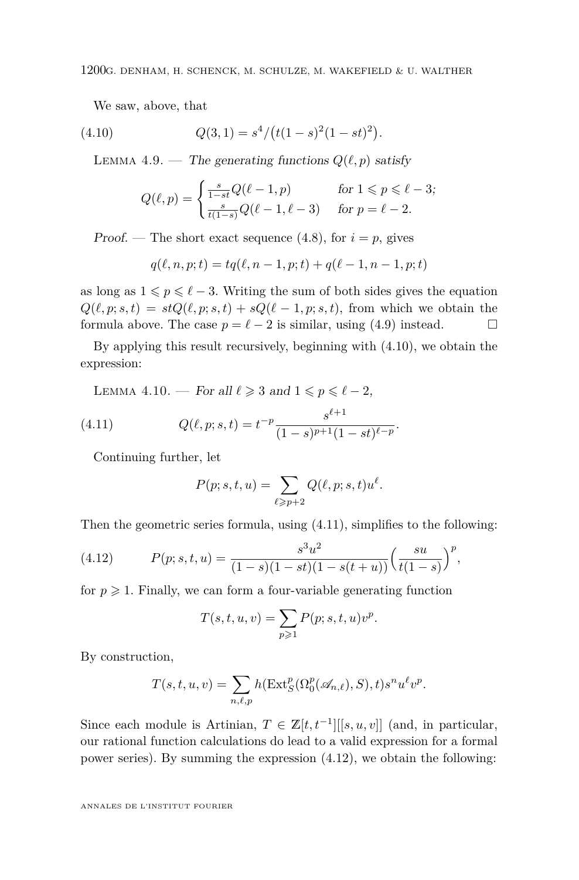We saw, above, that

$$Q(3,1) = s^4/\big(t(1-s)^2(1-st)^2\big). \tag{4.10}$$

Lemma 4.9. — *The generating functions $Q(\ell, p)$ satisfy*

$$Q(\ell,p) = \begin{cases} \frac{s}{1-st} Q(\ell-1,p) & \text{for } 1 \leqslant p \leqslant \ell-3; \\ \frac{s}{t(1-s)} Q(\ell-1,\ell-3) & \text{for } p = \ell-2. \end{cases}$$

*Proof.* — The short exact sequence (4.8), for $i = p$, gives

$$q(\ell, n, p; t) = tq(\ell, n-1, p; t) + q(\ell-1, n-1, p; t)$$

as long as $1 \leqslant p \leqslant \ell - 3$. Writing the sum of both sides gives the equation $Q(\ell, p; s, t) = stQ(\ell, p; s, t) + sQ(\ell - 1, p; s, t)$, from which we obtain the formula above. The case $p = \ell - 2$ is similar, using (4.9) instead. □

By applying this result recursively, beginning with (4.10), we obtain the expression:

Lemma 4.10. — *For all $\ell \geqslant 3$ and $1 \leqslant p \leqslant \ell - 2$,*

$$Q(\ell, p; s, t) = t^{-p} \frac{s^{\ell+1}}{(1-s)^{p+1}(1-st)^{\ell-p}}. \tag{4.11}$$

Continuing further, let

$$P(p; s, t, u) = \sum_{\ell \geqslant p+2} Q(\ell, p; s, t) u^\ell.$$

Then the geometric series formula, using (4.11), simplifies to the following:

$$P(p; s, t, u) = \frac{s^3 u^2}{(1-s)(1-st)(1-s(t+u))} \Big(\frac{su}{t(1-s)}\Big)^p, \tag{4.12}$$

for $p \geqslant 1$. Finally, we can form a four-variable generating function

$$T(s, t, u, v) = \sum_{p \geqslant 1} P(p; s, t, u) v^p.$$

By construction,

$$T(s, t, u, v) = \sum_{n, \ell, p} h(\operatorname{Ext}^p_S(\Omega^p_0(\mathscr{A}_{n,\ell}), S), t) s^n u^\ell v^p.$$

Since each module is Artinian, $T \in \mathbb{Z}[t, t^{-1}][[s, u, v]]$ (and, in particular, our rational function calculations do lead to a valid expression for a formal power series). By summing the expression (4.12), we obtain the following: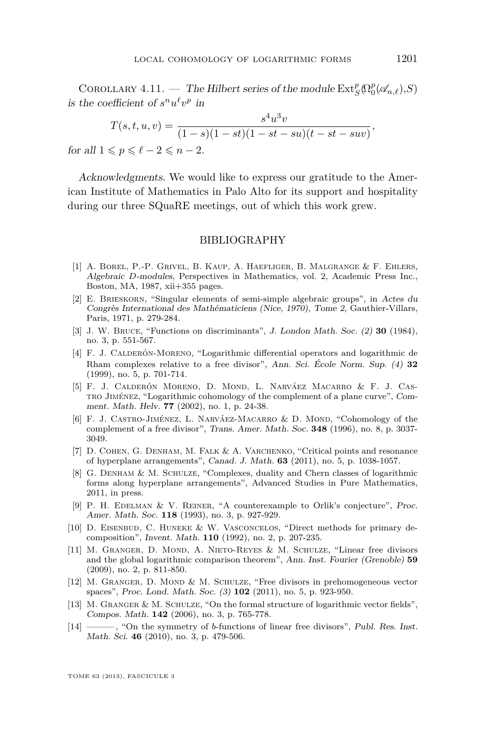Corollary 4.11. — *The Hilbert series of the module* $\mathrm{Ext}^p_S(\Omega^p_0(\mathscr{A}_{n,\ell}),S)$ *is the coefficient of* $s^n u^\ell v^p$ *in*

$$T(s,t,u,v) = \frac{s^4u^3v}{(1-s)(1-st)(1-st-su)(t-st-suv)},$$

*for all* $1 \leqslant p \leqslant \ell - 2 \leqslant n-2$.

*Acknowledgments.* We would like to express our gratitude to the American Institute of Mathematics in Palo Alto for its support and hospitality during our three SQuaRE meetings, out of which this work grew.

## BIBLIOGRAPHY

[1] A. Borel, P.-P. Grivel, B. Kaup, A. Haefliger, B. Malgrange & F. Ehlers, *Algebraic D-modules*, Perspectives in Mathematics, vol. 2, Academic Press Inc., Boston, MA, 1987, xii+355 pages.

[2] E. Brieskorn, "Singular elements of semi-simple algebraic groups", in *Actes du Congrès International des Mathématiciens (Nice, 1970), Tome 2*, Gauthier-Villars, Paris, 1971, p. 279-284.

[3] J. W. Bruce, "Functions on discriminants", *J. London Math. Soc. (2)* **30** (1984), no. 3, p. 551-567.

[4] F. J. Calderón-Moreno, "Logarithmic differential operators and logarithmic de Rham complexes relative to a free divisor", *Ann. Sci. École Norm. Sup. (4)* **32** (1999), no. 5, p. 701-714.

[5] F. J. Calderón Moreno, D. Mond, L. Narváez Macarro & F. J. Castro Jiménez, "Logarithmic cohomology of the complement of a plane curve", *Comment. Math. Helv.* **77** (2002), no. 1, p. 24-38.

[6] F. J. Castro-Jiménez, L. Narváez-Macarro & D. Mond, "Cohomology of the complement of a free divisor", *Trans. Amer. Math. Soc.* **348** (1996), no. 8, p. 3037-3049.

[7] D. Cohen, G. Denham, M. Falk & A. Varchenko, "Critical points and resonance of hyperplane arrangements", *Canad. J. Math.* **63** (2011), no. 5, p. 1038-1057.

[8] G. Denham & M. Schulze, "Complexes, duality and Chern classes of logarithmic forms along hyperplane arrangements", Advanced Studies in Pure Mathematics, 2011, in press.

[9] P. H. Edelman & V. Reiner, "A counterexample to Orlik's conjecture", *Proc. Amer. Math. Soc.* **118** (1993), no. 3, p. 927-929.

[10] D. Eisenbud, C. Huneke & W. Vasconcelos, "Direct methods for primary decomposition", *Invent. Math.* **110** (1992), no. 2, p. 207-235.

[11] M. Granger, D. Mond, A. Nieto-Reyes & M. Schulze, "Linear free divisors and the global logarithmic comparison theorem", *Ann. Inst. Fourier (Grenoble)* **59** (2009), no. 2, p. 811-850.

[12] M. Granger, D. Mond & M. Schulze, "Free divisors in prehomogeneous vector spaces", *Proc. Lond. Math. Soc. (3)* **102** (2011), no. 5, p. 923-950.

[13] M. Granger & M. Schulze, "On the formal structure of logarithmic vector fields", *Compos. Math.* **142** (2006), no. 3, p. 765-778.

[14] ———, "On the symmetry of *b*-functions of linear free divisors", *Publ. Res. Inst. Math. Sci.* **46** (2010), no. 3, p. 479-506.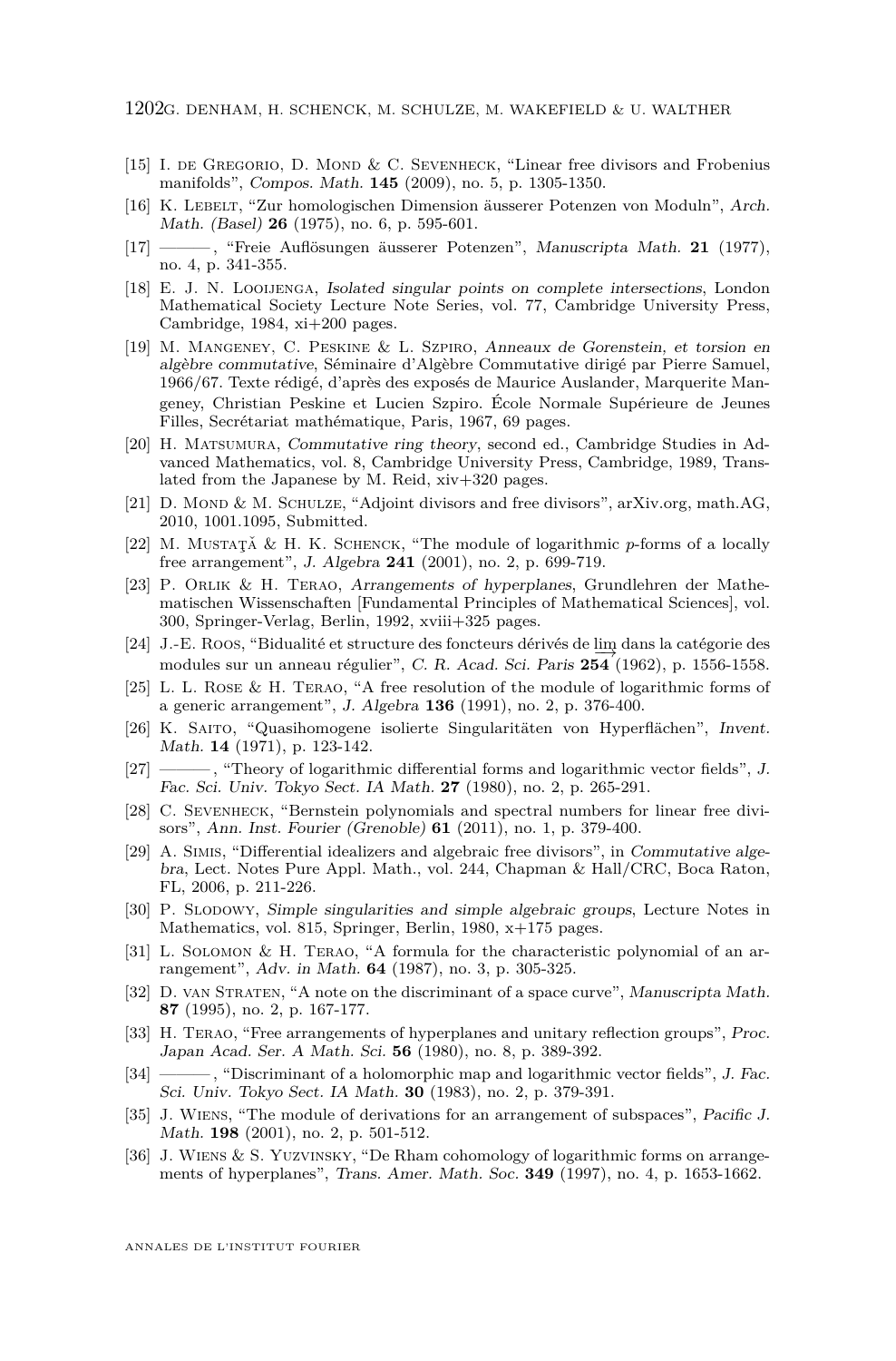[15] I. de Gregorio, D. Mond & C. Sevenheck, "Linear free divisors and Frobenius manifolds", *Compos. Math.* **145** (2009), no. 5, p. 1305-1350.

[16] K. Lebelt, "Zur homologischen Dimension äusserer Potenzen von Moduln", *Arch. Math. (Basel)* **26** (1975), no. 6, p. 595-601.

[17] ———, "Freie Auflösungen äusserer Potenzen", *Manuscripta Math.* **21** (1977), no. 4, p. 341-355.

[18] E. J. N. Looijenga, *Isolated singular points on complete intersections*, London Mathematical Society Lecture Note Series, vol. 77, Cambridge University Press, Cambridge, 1984, xi+200 pages.

[19] M. Mangeney, C. Peskine & L. Szpiro, *Anneaux de Gorenstein, et torsion en algèbre commutative*, Séminaire d'Algèbre Commutative dirigé par Pierre Samuel, 1966/67. Texte rédigé, d'après des exposés de Maurice Auslander, Marquerite Mangeney, Christian Peskine et Lucien Szpiro. École Normale Supérieure de Jeunes Filles, Secrétariat mathématique, Paris, 1967, 69 pages.

[20] H. Matsumura, *Commutative ring theory*, second ed., Cambridge Studies in Advanced Mathematics, vol. 8, Cambridge University Press, Cambridge, 1989, Translated from the Japanese by M. Reid, xiv+320 pages.

[21] D. Mond & M. Schulze, "Adjoint divisors and free divisors", arXiv.org, math.AG, 2010, 1001.1095, Submitted.

[22] M. Mustaţă & H. K. Schenck, "The module of logarithmic $p$-forms of a locally free arrangement", *J. Algebra* **241** (2001), no. 2, p. 699-719.

[23] P. Orlik & H. Terao, *Arrangements of hyperplanes*, Grundlehren der Mathematischen Wissenschaften [Fundamental Principles of Mathematical Sciences], vol. 300, Springer-Verlag, Berlin, 1992, xviii+325 pages.

[24] J.-E. Roos, "Bidualité et structure des foncteurs dérivés de $\varinjlim$ dans la catégorie des modules sur un anneau régulier", *C. R. Acad. Sci. Paris* **254** (1962), p. 1556-1558.

[25] L. L. Rose & H. Terao, "A free resolution of the module of logarithmic forms of a generic arrangement", *J. Algebra* **136** (1991), no. 2, p. 376-400.

[26] K. Saito, "Quasihomogene isolierte Singularitäten von Hyperflächen", *Invent. Math.* **14** (1971), p. 123-142.

[27] ———, "Theory of logarithmic differential forms and logarithmic vector fields", *J. Fac. Sci. Univ. Tokyo Sect. IA Math.* **27** (1980), no. 2, p. 265-291.

[28] C. Sevenheck, "Bernstein polynomials and spectral numbers for linear free divisors", *Ann. Inst. Fourier (Grenoble)* **61** (2011), no. 1, p. 379-400.

[29] A. Simis, "Differential idealizers and algebraic free divisors", in *Commutative algebra*, Lect. Notes Pure Appl. Math., vol. 244, Chapman & Hall/CRC, Boca Raton, FL, 2006, p. 211-226.

[30] P. Slodowy, *Simple singularities and simple algebraic groups*, Lecture Notes in Mathematics, vol. 815, Springer, Berlin, 1980, x+175 pages.

[31] L. Solomon & H. Terao, "A formula for the characteristic polynomial of an arrangement", *Adv. in Math.* **64** (1987), no. 3, p. 305-325.

[32] D. van Straten, "A note on the discriminant of a space curve", *Manuscripta Math.* **87** (1995), no. 2, p. 167-177.

[33] H. Terao, "Free arrangements of hyperplanes and unitary reflection groups", *Proc. Japan Acad. Ser. A Math. Sci.* **56** (1980), no. 8, p. 389-392.

[34] ———, "Discriminant of a holomorphic map and logarithmic vector fields", *J. Fac. Sci. Univ. Tokyo Sect. IA Math.* **30** (1983), no. 2, p. 379-391.

[35] J. Wiens, "The module of derivations for an arrangement of subspaces", *Pacific J. Math.* **198** (2001), no. 2, p. 501-512.

[36] J. Wiens & S. Yuzvinsky, "De Rham cohomology of logarithmic forms on arrangements of hyperplanes", *Trans. Amer. Math. Soc.* **349** (1997), no. 4, p. 1653-1662.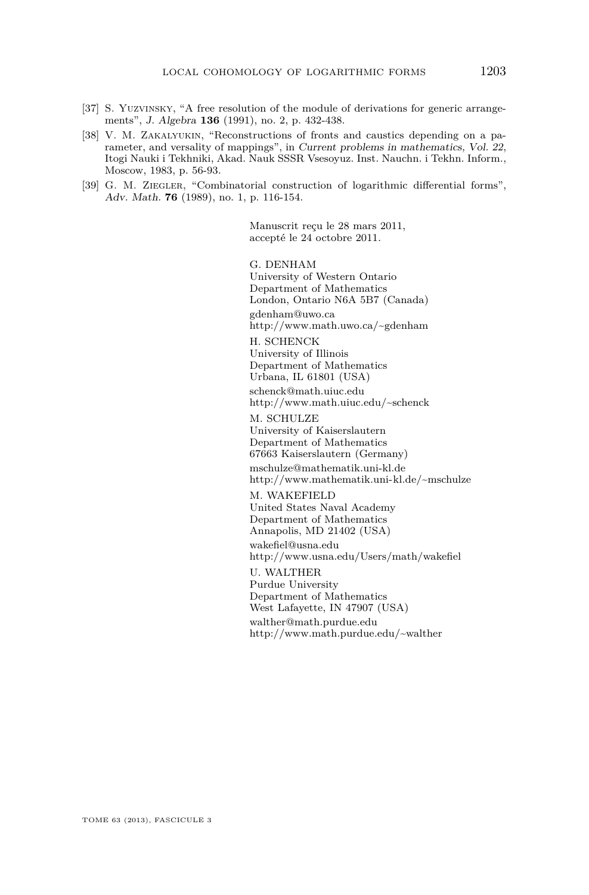[37] S. Yuzvinsky, "A free resolution of the module of derivations for generic arrangements", *J. Algebra* **136** (1991), no. 2, p. 432-438.

[38] V. M. Zakalyukin, "Reconstructions of fronts and caustics depending on a parameter, and versality of mappings", in *Current problems in mathematics, Vol. 22*, Itogi Nauki i Tekhniki, Akad. Nauk SSSR Vsesoyuz. Inst. Nauchn. i Tekhn. Inform., Moscow, 1983, p. 56-93.

[39] G. M. Ziegler, "Combinatorial construction of logarithmic differential forms", *Adv. Math.* **76** (1989), no. 1, p. 116-154.

Manuscrit reçu le 28 mars 2011,
accepté le 24 octobre 2011.

G. DENHAM
University of Western Ontario
Department of Mathematics
London, Ontario N6A 5B7 (Canada)
gdenham@uwo.ca
http://www.math.uwo.ca/~gdenham

H. SCHENCK
University of Illinois
Department of Mathematics
Urbana, IL 61801 (USA)
schenck@math.uiuc.edu
http://www.math.uiuc.edu/~schenck

M. SCHULZE
University of Kaiserslautern
Department of Mathematics
67663 Kaiserslautern (Germany)
mschulze@mathematik.uni-kl.de
http://www.mathematik.uni-kl.de/~mschulze

M. WAKEFIELD
United States Naval Academy
Department of Mathematics
Annapolis, MD 21402 (USA)
wakefiel@usna.edu
http://www.usna.edu/Users/math/wakefiel

U. WALTHER
Purdue University
Department of Mathematics
West Lafayette, IN 47907 (USA)
walther@math.purdue.edu
http://www.math.purdue.edu/~walther